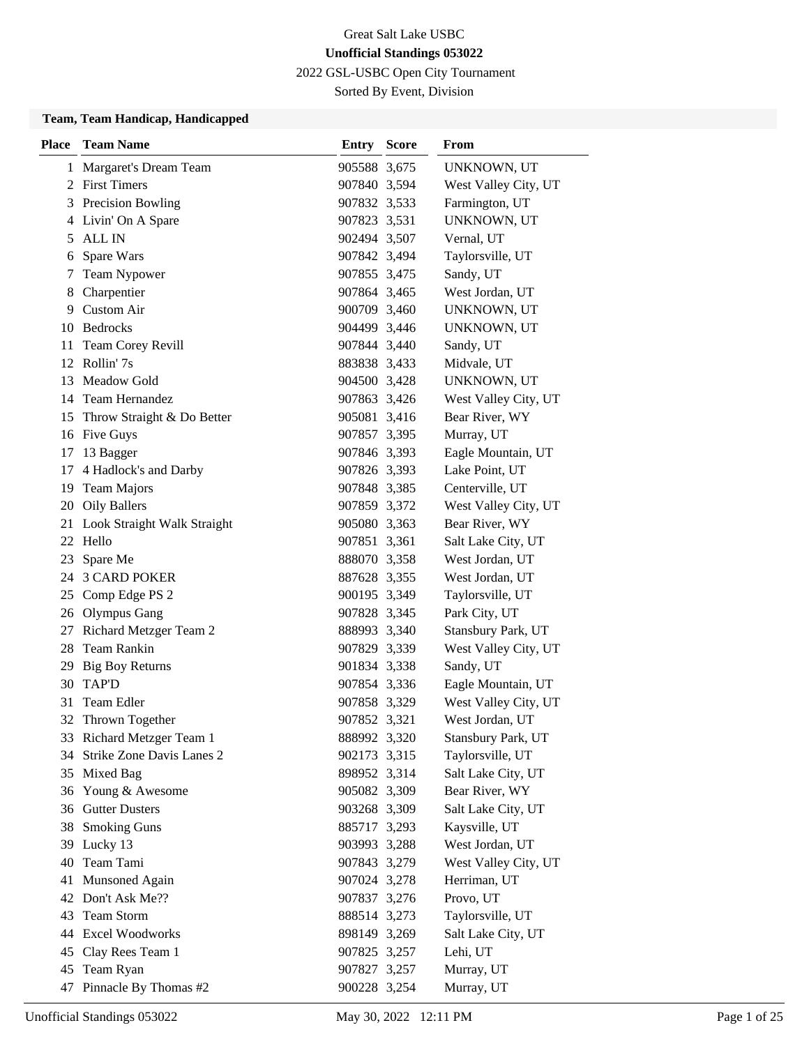Great Salt Lake USBC

**Unofficial Standings 053022**

2022 GSL-USBC Open City Tournament

Sorted By Event, Division

### Team, Team Handicap, Handicapped

| Place | Team Name | Entry | Score | From |
|---|---|---|---|---|
| 1 | Margaret's Dream Team | 905588 | 3,675 | UNKNOWN, UT |
| 2 | First Timers | 907840 | 3,594 | West Valley City, UT |
| 3 | Precision Bowling | 907832 | 3,533 | Farmington, UT |
| 4 | Livin' On A Spare | 907823 | 3,531 | UNKNOWN, UT |
| 5 | ALL IN | 902494 | 3,507 | Vernal, UT |
| 6 | Spare Wars | 907842 | 3,494 | Taylorsville, UT |
| 7 | Team Nypower | 907855 | 3,475 | Sandy, UT |
| 8 | Charpentier | 907864 | 3,465 | West Jordan, UT |
| 9 | Custom Air | 900709 | 3,460 | UNKNOWN, UT |
| 10 | Bedrocks | 904499 | 3,446 | UNKNOWN, UT |
| 11 | Team Corey Revill | 907844 | 3,440 | Sandy, UT |
| 12 | Rollin' 7s | 883838 | 3,433 | Midvale, UT |
| 13 | Meadow Gold | 904500 | 3,428 | UNKNOWN, UT |
| 14 | Team Hernandez | 907863 | 3,426 | West Valley City, UT |
| 15 | Throw Straight & Do Better | 905081 | 3,416 | Bear River, WY |
| 16 | Five Guys | 907857 | 3,395 | Murray, UT |
| 17 | 13 Bagger | 907846 | 3,393 | Eagle Mountain, UT |
| 17 | 4 Hadlock's and Darby | 907826 | 3,393 | Lake Point, UT |
| 19 | Team Majors | 907848 | 3,385 | Centerville, UT |
| 20 | Oily Ballers | 907859 | 3,372 | West Valley City, UT |
| 21 | Look Straight Walk Straight | 905080 | 3,363 | Bear River, WY |
| 22 | Hello | 907851 | 3,361 | Salt Lake City, UT |
| 23 | Spare Me | 888070 | 3,358 | West Jordan, UT |
| 24 | 3 CARD POKER | 887628 | 3,355 | West Jordan, UT |
| 25 | Comp Edge PS 2 | 900195 | 3,349 | Taylorsville, UT |
| 26 | Olympus Gang | 907828 | 3,345 | Park City, UT |
| 27 | Richard Metzger Team 2 | 888993 | 3,340 | Stansbury Park, UT |
| 28 | Team Rankin | 907829 | 3,339 | West Valley City, UT |
| 29 | Big Boy Returns | 901834 | 3,338 | Sandy, UT |
| 30 | TAP'D | 907854 | 3,336 | Eagle Mountain, UT |
| 31 | Team Edler | 907858 | 3,329 | West Valley City, UT |
| 32 | Thrown Together | 907852 | 3,321 | West Jordan, UT |
| 33 | Richard Metzger Team 1 | 888992 | 3,320 | Stansbury Park, UT |
| 34 | Strike Zone Davis Lanes 2 | 902173 | 3,315 | Taylorsville, UT |
| 35 | Mixed Bag | 898952 | 3,314 | Salt Lake City, UT |
| 36 | Young & Awesome | 905082 | 3,309 | Bear River, WY |
| 36 | Gutter Dusters | 903268 | 3,309 | Salt Lake City, UT |
| 38 | Smoking Guns | 885717 | 3,293 | Kaysville, UT |
| 39 | Lucky 13 | 903993 | 3,288 | West Jordan, UT |
| 40 | Team Tami | 907843 | 3,279 | West Valley City, UT |
| 41 | Munsoned Again | 907024 | 3,278 | Herriman, UT |
| 42 | Don't Ask Me?? | 907837 | 3,276 | Provo, UT |
| 43 | Team Storm | 888514 | 3,273 | Taylorsville, UT |
| 44 | Excel Woodworks | 898149 | 3,269 | Salt Lake City, UT |
| 45 | Clay Rees Team 1 | 907825 | 3,257 | Lehi, UT |
| 45 | Team Ryan | 907827 | 3,257 | Murray, UT |
| 47 | Pinnacle By Thomas #2 | 900228 | 3,254 | Murray, UT |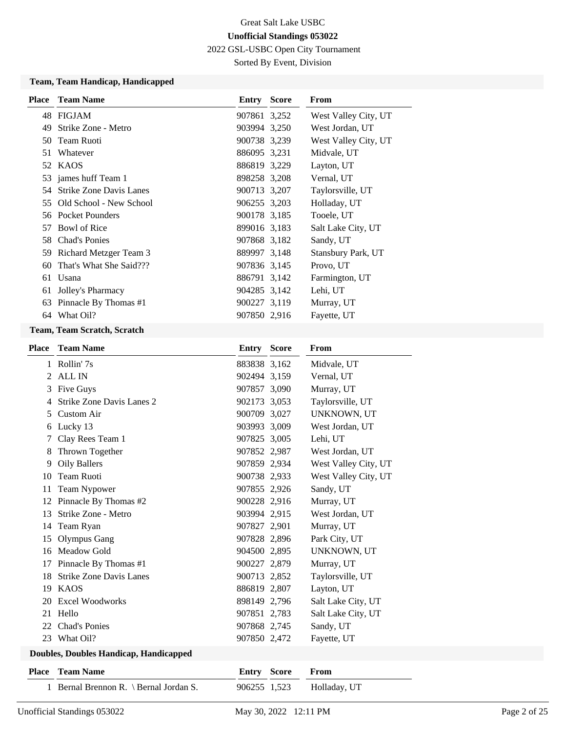Great Salt Lake USBC

**Unofficial Standings 053022**

2022 GSL-USBC Open City Tournament

Sorted By Event, Division

### Team, Team Handicap, Handicapped

| Place | Team Name | Entry | Score | From |
|---|---|---|---|---|
| 48 | FIGJAM | 907861 | 3,252 | West Valley City, UT |
| 49 | Strike Zone - Metro | 903994 | 3,250 | West Jordan, UT |
| 50 | Team Ruoti | 900738 | 3,239 | West Valley City, UT |
| 51 | Whatever | 886095 | 3,231 | Midvale, UT |
| 52 | KAOS | 886819 | 3,229 | Layton, UT |
| 53 | james huff Team 1 | 898258 | 3,208 | Vernal, UT |
| 54 | Strike Zone Davis Lanes | 900713 | 3,207 | Taylorsville, UT |
| 55 | Old School - New School | 906255 | 3,203 | Holladay, UT |
| 56 | Pocket Pounders | 900178 | 3,185 | Tooele, UT |
| 57 | Bowl of Rice | 899016 | 3,183 | Salt Lake City, UT |
| 58 | Chad's Ponies | 907868 | 3,182 | Sandy, UT |
| 59 | Richard Metzger Team 3 | 889997 | 3,148 | Stansbury Park, UT |
| 60 | That's What She Said??? | 907836 | 3,145 | Provo, UT |
| 61 | Usana | 886791 | 3,142 | Farmington, UT |
| 61 | Jolley's Pharmacy | 904285 | 3,142 | Lehi, UT |
| 63 | Pinnacle By Thomas #1 | 900227 | 3,119 | Murray, UT |
| 64 | What Oil? | 907850 | 2,916 | Fayette, UT |

### Team, Team Scratch, Scratch

| Place | Team Name | Entry | Score | From |
|---|---|---|---|---|
| 1 | Rollin' 7s | 883838 | 3,162 | Midvale, UT |
| 2 | ALL IN | 902494 | 3,159 | Vernal, UT |
| 3 | Five Guys | 907857 | 3,090 | Murray, UT |
| 4 | Strike Zone Davis Lanes 2 | 902173 | 3,053 | Taylorsville, UT |
| 5 | Custom Air | 900709 | 3,027 | UNKNOWN, UT |
| 6 | Lucky 13 | 903993 | 3,009 | West Jordan, UT |
| 7 | Clay Rees Team 1 | 907825 | 3,005 | Lehi, UT |
| 8 | Thrown Together | 907852 | 2,987 | West Jordan, UT |
| 9 | Oily Ballers | 907859 | 2,934 | West Valley City, UT |
| 10 | Team Ruoti | 900738 | 2,933 | West Valley City, UT |
| 11 | Team Nypower | 907855 | 2,926 | Sandy, UT |
| 12 | Pinnacle By Thomas #2 | 900228 | 2,916 | Murray, UT |
| 13 | Strike Zone - Metro | 903994 | 2,915 | West Jordan, UT |
| 14 | Team Ryan | 907827 | 2,901 | Murray, UT |
| 15 | Olympus Gang | 907828 | 2,896 | Park City, UT |
| 16 | Meadow Gold | 904500 | 2,895 | UNKNOWN, UT |
| 17 | Pinnacle By Thomas #1 | 900227 | 2,879 | Murray, UT |
| 18 | Strike Zone Davis Lanes | 900713 | 2,852 | Taylorsville, UT |
| 19 | KAOS | 886819 | 2,807 | Layton, UT |
| 20 | Excel Woodworks | 898149 | 2,796 | Salt Lake City, UT |
| 21 | Hello | 907851 | 2,783 | Salt Lake City, UT |
| 22 | Chad's Ponies | 907868 | 2,745 | Sandy, UT |
| 23 | What Oil? | 907850 | 2,472 | Fayette, UT |

### Doubles, Doubles Handicap, Handicapped

| Place | Team Name | Entry | Score | From |
|---|---|---|---|---|
| 1 | Bernal Brennon R. \ Bernal Jordan S. | 906255 | 1,523 | Holladay, UT |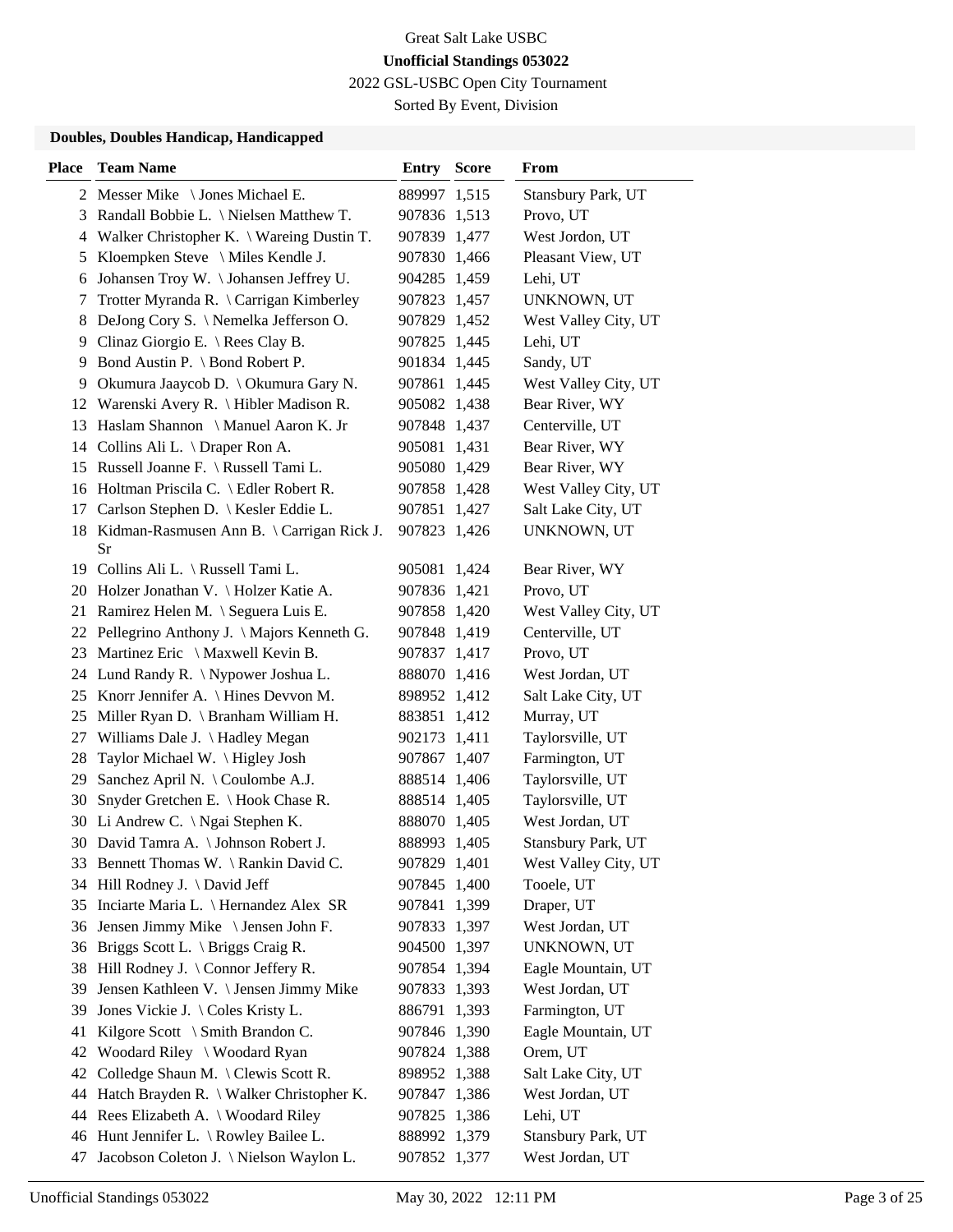Great Salt Lake USBC

**Unofficial Standings 053022**

2022 GSL-USBC Open City Tournament

Sorted By Event, Division

### Doubles, Doubles Handicap, Handicapped

| Place | Team Name | Entry | Score | From |
|---|---|---|---|---|
| 2 | Messer Mike \ Jones Michael E. | 889997 | 1,515 | Stansbury Park, UT |
| 3 | Randall Bobbie L. \ Nielsen Matthew T. | 907836 | 1,513 | Provo, UT |
| 4 | Walker Christopher K. \ Wareing Dustin T. | 907839 | 1,477 | West Jordon, UT |
| 5 | Kloempken Steve \ Miles Kendle J. | 907830 | 1,466 | Pleasant View, UT |
| 6 | Johansen Troy W. \ Johansen Jeffrey U. | 904285 | 1,459 | Lehi, UT |
| 7 | Trotter Myranda R. \ Carrigan Kimberley | 907823 | 1,457 | UNKNOWN, UT |
| 8 | DeJong Cory S. \ Nemelka Jefferson O. | 907829 | 1,452 | West Valley City, UT |
| 9 | Clinaz Giorgio E. \ Rees Clay B. | 907825 | 1,445 | Lehi, UT |
| 9 | Bond Austin P. \ Bond Robert P. | 901834 | 1,445 | Sandy, UT |
| 9 | Okumura Jaaycob D. \ Okumura Gary N. | 907861 | 1,445 | West Valley City, UT |
| 12 | Warenski Avery R. \ Hibler Madison R. | 905082 | 1,438 | Bear River, WY |
| 13 | Haslam Shannon \ Manuel Aaron K. Jr | 907848 | 1,437 | Centerville, UT |
| 14 | Collins Ali L. \ Draper Ron A. | 905081 | 1,431 | Bear River, WY |
| 15 | Russell Joanne F. \ Russell Tami L. | 905080 | 1,429 | Bear River, WY |
| 16 | Holtman Priscila C. \ Edler Robert R. | 907858 | 1,428 | West Valley City, UT |
| 17 | Carlson Stephen D. \ Kesler Eddie L. | 907851 | 1,427 | Salt Lake City, UT |
| 18 | Kidman-Rasmusen Ann B. \ Carrigan Rick J. Sr | 907823 | 1,426 | UNKNOWN, UT |
| 19 | Collins Ali L. \ Russell Tami L. | 905081 | 1,424 | Bear River, WY |
| 20 | Holzer Jonathan V. \ Holzer Katie A. | 907836 | 1,421 | Provo, UT |
| 21 | Ramirez Helen M. \ Seguera Luis E. | 907858 | 1,420 | West Valley City, UT |
| 22 | Pellegrino Anthony J. \ Majors Kenneth G. | 907848 | 1,419 | Centerville, UT |
| 23 | Martinez Eric \ Maxwell Kevin B. | 907837 | 1,417 | Provo, UT |
| 24 | Lund Randy R. \ Nypower Joshua L. | 888070 | 1,416 | West Jordan, UT |
| 25 | Knorr Jennifer A. \ Hines Devvon M. | 898952 | 1,412 | Salt Lake City, UT |
| 25 | Miller Ryan D. \ Branham William H. | 883851 | 1,412 | Murray, UT |
| 27 | Williams Dale J. \ Hadley Megan | 902173 | 1,411 | Taylorsville, UT |
| 28 | Taylor Michael W. \ Higley Josh | 907867 | 1,407 | Farmington, UT |
| 29 | Sanchez April N. \ Coulombe A.J. | 888514 | 1,406 | Taylorsville, UT |
| 30 | Snyder Gretchen E. \ Hook Chase R. | 888514 | 1,405 | Taylorsville, UT |
| 30 | Li Andrew C. \ Ngai Stephen K. | 888070 | 1,405 | West Jordan, UT |
| 30 | David Tamra A. \ Johnson Robert J. | 888993 | 1,405 | Stansbury Park, UT |
| 33 | Bennett Thomas W. \ Rankin David C. | 907829 | 1,401 | West Valley City, UT |
| 34 | Hill Rodney J. \ David Jeff | 907845 | 1,400 | Tooele, UT |
| 35 | Inciarte Maria L. \ Hernandez Alex SR | 907841 | 1,399 | Draper, UT |
| 36 | Jensen Jimmy Mike \ Jensen John F. | 907833 | 1,397 | West Jordan, UT |
| 36 | Briggs Scott L. \ Briggs Craig R. | 904500 | 1,397 | UNKNOWN, UT |
| 38 | Hill Rodney J. \ Connor Jeffery R. | 907854 | 1,394 | Eagle Mountain, UT |
| 39 | Jensen Kathleen V. \ Jensen Jimmy Mike | 907833 | 1,393 | West Jordan, UT |
| 39 | Jones Vickie J. \ Coles Kristy L. | 886791 | 1,393 | Farmington, UT |
| 41 | Kilgore Scott \ Smith Brandon C. | 907846 | 1,390 | Eagle Mountain, UT |
| 42 | Woodard Riley \ Woodard Ryan | 907824 | 1,388 | Orem, UT |
| 42 | Colledge Shaun M. \ Clewis Scott R. | 898952 | 1,388 | Salt Lake City, UT |
| 44 | Hatch Brayden R. \ Walker Christopher K. | 907847 | 1,386 | West Jordan, UT |
| 44 | Rees Elizabeth A. \ Woodard Riley | 907825 | 1,386 | Lehi, UT |
| 46 | Hunt Jennifer L. \ Rowley Bailee L. | 888992 | 1,379 | Stansbury Park, UT |
| 47 | Jacobson Coleton J. \ Nielson Waylon L. | 907852 | 1,377 | West Jordan, UT |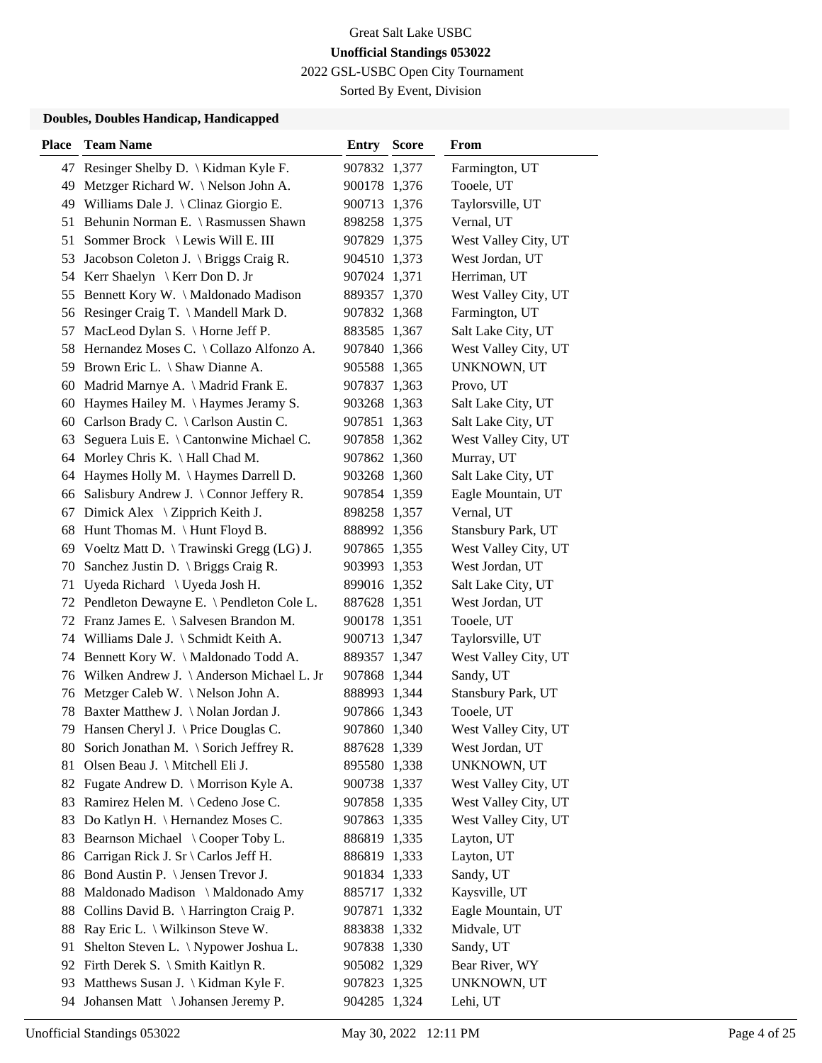Great Salt Lake USBC

**Unofficial Standings 053022**

2022 GSL-USBC Open City Tournament

Sorted By Event, Division

### Doubles, Doubles Handicap, Handicapped

| Place | Team Name | Entry | Score | From |
|---|---|---|---|---|
| 47 | Resinger Shelby D. \ Kidman Kyle F. | 907832 | 1,377 | Farmington, UT |
| 49 | Metzger Richard W. \ Nelson John A. | 900178 | 1,376 | Tooele, UT |
| 49 | Williams Dale J. \ Clinaz Giorgio E. | 900713 | 1,376 | Taylorsville, UT |
| 51 | Behunin Norman E. \ Rasmussen Shawn | 898258 | 1,375 | Vernal, UT |
| 51 | Sommer Brock \ Lewis Will E. III | 907829 | 1,375 | West Valley City, UT |
| 53 | Jacobson Coleton J. \ Briggs Craig R. | 904510 | 1,373 | West Jordan, UT |
| 54 | Kerr Shaelyn \ Kerr Don D. Jr | 907024 | 1,371 | Herriman, UT |
| 55 | Bennett Kory W. \ Maldonado Madison | 889357 | 1,370 | West Valley City, UT |
| 56 | Resinger Craig T. \ Mandell Mark D. | 907832 | 1,368 | Farmington, UT |
| 57 | MacLeod Dylan S. \ Horne Jeff P. | 883585 | 1,367 | Salt Lake City, UT |
| 58 | Hernandez Moses C. \ Collazo Alfonzo A. | 907840 | 1,366 | West Valley City, UT |
| 59 | Brown Eric L. \ Shaw Dianne A. | 905588 | 1,365 | UNKNOWN, UT |
| 60 | Madrid Marnye A. \ Madrid Frank E. | 907837 | 1,363 | Provo, UT |
| 60 | Haymes Hailey M. \ Haymes Jeramy S. | 903268 | 1,363 | Salt Lake City, UT |
| 60 | Carlson Brady C. \ Carlson Austin C. | 907851 | 1,363 | Salt Lake City, UT |
| 63 | Seguera Luis E. \ Cantonwine Michael C. | 907858 | 1,362 | West Valley City, UT |
| 64 | Morley Chris K. \ Hall Chad M. | 907862 | 1,360 | Murray, UT |
| 64 | Haymes Holly M. \ Haymes Darrell D. | 903268 | 1,360 | Salt Lake City, UT |
| 66 | Salisbury Andrew J. \ Connor Jeffery R. | 907854 | 1,359 | Eagle Mountain, UT |
| 67 | Dimick Alex \ Zipprich Keith J. | 898258 | 1,357 | Vernal, UT |
| 68 | Hunt Thomas M. \ Hunt Floyd B. | 888992 | 1,356 | Stansbury Park, UT |
| 69 | Voeltz Matt D. \ Trawinski Gregg (LG) J. | 907865 | 1,355 | West Valley City, UT |
| 70 | Sanchez Justin D. \ Briggs Craig R. | 903993 | 1,353 | West Jordan, UT |
| 71 | Uyeda Richard \ Uyeda Josh H. | 899016 | 1,352 | Salt Lake City, UT |
| 72 | Pendleton Dewayne E. \ Pendleton Cole L. | 887628 | 1,351 | West Jordan, UT |
| 72 | Franz James E. \ Salvesen Brandon M. | 900178 | 1,351 | Tooele, UT |
| 74 | Williams Dale J. \ Schmidt Keith A. | 900713 | 1,347 | Taylorsville, UT |
| 74 | Bennett Kory W. \ Maldonado Todd A. | 889357 | 1,347 | West Valley City, UT |
| 76 | Wilken Andrew J. \ Anderson Michael L. Jr | 907868 | 1,344 | Sandy, UT |
| 76 | Metzger Caleb W. \ Nelson John A. | 888993 | 1,344 | Stansbury Park, UT |
| 78 | Baxter Matthew J. \ Nolan Jordan J. | 907866 | 1,343 | Tooele, UT |
| 79 | Hansen Cheryl J. \ Price Douglas C. | 907860 | 1,340 | West Valley City, UT |
| 80 | Sorich Jonathan M. \ Sorich Jeffrey R. | 887628 | 1,339 | West Jordan, UT |
| 81 | Olsen Beau J. \ Mitchell Eli J. | 895580 | 1,338 | UNKNOWN, UT |
| 82 | Fugate Andrew D. \ Morrison Kyle A. | 900738 | 1,337 | West Valley City, UT |
| 83 | Ramirez Helen M. \ Cedeno Jose C. | 907858 | 1,335 | West Valley City, UT |
| 83 | Do Katlyn H. \ Hernandez Moses C. | 907863 | 1,335 | West Valley City, UT |
| 83 | Bearnson Michael \ Cooper Toby L. | 886819 | 1,335 | Layton, UT |
| 86 | Carrigan Rick J. Sr \ Carlos Jeff H. | 886819 | 1,333 | Layton, UT |
| 86 | Bond Austin P. \ Jensen Trevor J. | 901834 | 1,333 | Sandy, UT |
| 88 | Maldonado Madison \ Maldonado Amy | 885717 | 1,332 | Kaysville, UT |
| 88 | Collins David B. \ Harrington Craig P. | 907871 | 1,332 | Eagle Mountain, UT |
| 88 | Ray Eric L. \ Wilkinson Steve W. | 883838 | 1,332 | Midvale, UT |
| 91 | Shelton Steven L. \ Nypower Joshua L. | 907838 | 1,330 | Sandy, UT |
| 92 | Firth Derek S. \ Smith Kaitlyn R. | 905082 | 1,329 | Bear River, WY |
| 93 | Matthews Susan J. \ Kidman Kyle F. | 907823 | 1,325 | UNKNOWN, UT |
| 94 | Johansen Matt \ Johansen Jeremy P. | 904285 | 1,324 | Lehi, UT |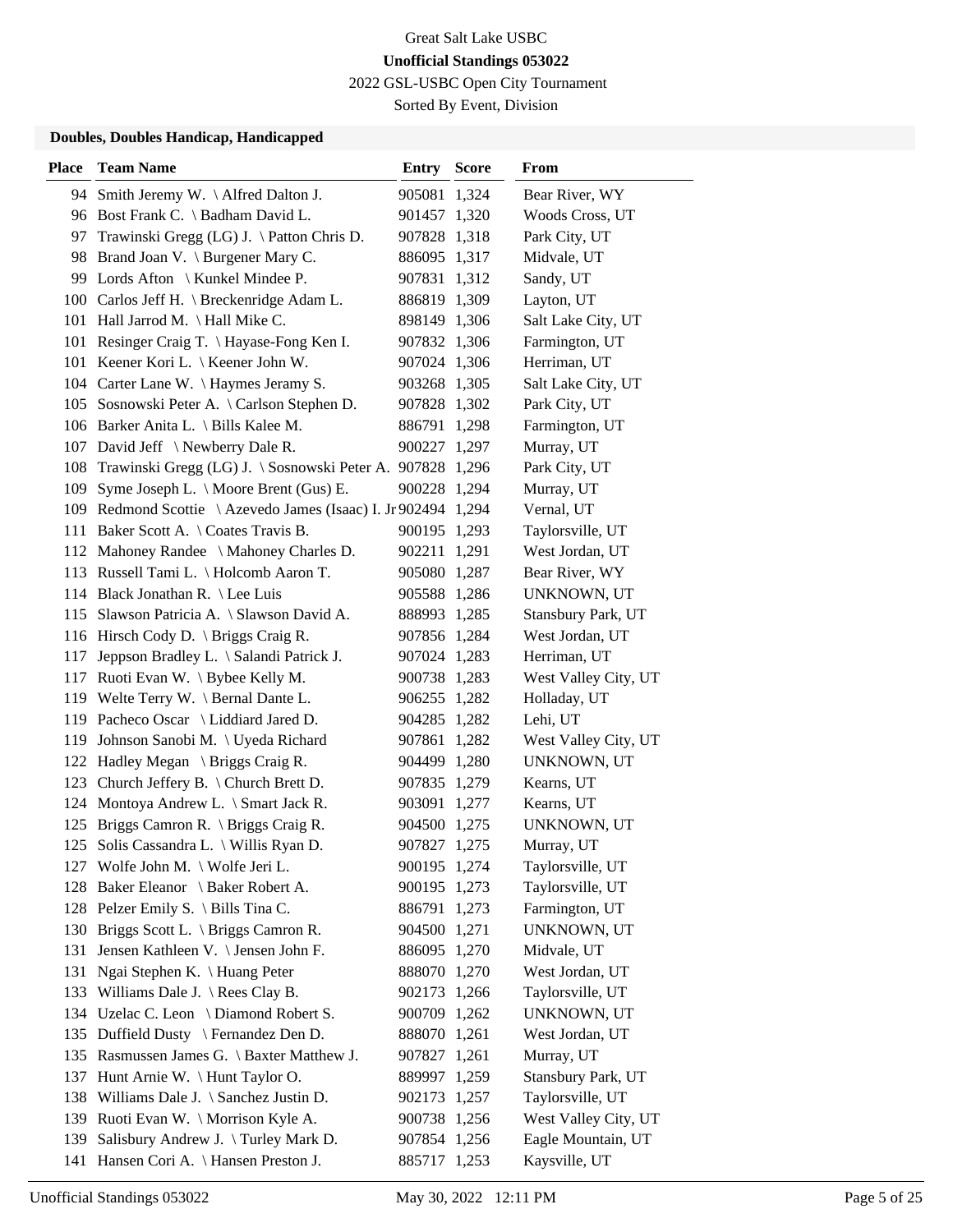Great Salt Lake USBC

**Unofficial Standings 053022**

2022 GSL-USBC Open City Tournament

Sorted By Event, Division

### Doubles, Doubles Handicap, Handicapped

| Place | Team Name | Entry | Score | From |
|---|---|---|---|---|
| 94 | Smith Jeremy W. \ Alfred Dalton J. | 905081 | 1,324 | Bear River, WY |
| 96 | Bost Frank C. \ Badham David L. | 901457 | 1,320 | Woods Cross, UT |
| 97 | Trawinski Gregg (LG) J. \ Patton Chris D. | 907828 | 1,318 | Park City, UT |
| 98 | Brand Joan V. \ Burgener Mary C. | 886095 | 1,317 | Midvale, UT |
| 99 | Lords Afton \ Kunkel Mindee P. | 907831 | 1,312 | Sandy, UT |
| 100 | Carlos Jeff H. \ Breckenridge Adam L. | 886819 | 1,309 | Layton, UT |
| 101 | Hall Jarrod M. \ Hall Mike C. | 898149 | 1,306 | Salt Lake City, UT |
| 101 | Resinger Craig T. \ Hayase-Fong Ken I. | 907832 | 1,306 | Farmington, UT |
| 101 | Keener Kori L. \ Keener John W. | 907024 | 1,306 | Herriman, UT |
| 104 | Carter Lane W. \ Haymes Jeramy S. | 903268 | 1,305 | Salt Lake City, UT |
| 105 | Sosnowski Peter A. \ Carlson Stephen D. | 907828 | 1,302 | Park City, UT |
| 106 | Barker Anita L. \ Bills Kalee M. | 886791 | 1,298 | Farmington, UT |
| 107 | David Jeff \ Newberry Dale R. | 900227 | 1,297 | Murray, UT |
| 108 | Trawinski Gregg (LG) J. \ Sosnowski Peter A. | 907828 | 1,296 | Park City, UT |
| 109 | Syme Joseph L. \ Moore Brent (Gus) E. | 900228 | 1,294 | Murray, UT |
| 109 | Redmond Scottie \ Azevedo James (Isaac) I. Jr | 902494 | 1,294 | Vernal, UT |
| 111 | Baker Scott A. \ Coates Travis B. | 900195 | 1,293 | Taylorsville, UT |
| 112 | Mahoney Randee \ Mahoney Charles D. | 902211 | 1,291 | West Jordan, UT |
| 113 | Russell Tami L. \ Holcomb Aaron T. | 905080 | 1,287 | Bear River, WY |
| 114 | Black Jonathan R. \ Lee Luis | 905588 | 1,286 | UNKNOWN, UT |
| 115 | Slawson Patricia A. \ Slawson David A. | 888993 | 1,285 | Stansbury Park, UT |
| 116 | Hirsch Cody D. \ Briggs Craig R. | 907856 | 1,284 | West Jordan, UT |
| 117 | Jeppson Bradley L. \ Salandi Patrick J. | 907024 | 1,283 | Herriman, UT |
| 117 | Ruoti Evan W. \ Bybee Kelly M. | 900738 | 1,283 | West Valley City, UT |
| 119 | Welte Terry W. \ Bernal Dante L. | 906255 | 1,282 | Holladay, UT |
| 119 | Pacheco Oscar \ Liddiard Jared D. | 904285 | 1,282 | Lehi, UT |
| 119 | Johnson Sanobi M. \ Uyeda Richard | 907861 | 1,282 | West Valley City, UT |
| 122 | Hadley Megan \ Briggs Craig R. | 904499 | 1,280 | UNKNOWN, UT |
| 123 | Church Jeffery B. \ Church Brett D. | 907835 | 1,279 | Kearns, UT |
| 124 | Montoya Andrew L. \ Smart Jack R. | 903091 | 1,277 | Kearns, UT |
| 125 | Briggs Camron R. \ Briggs Craig R. | 904500 | 1,275 | UNKNOWN, UT |
| 125 | Solis Cassandra L. \ Willis Ryan D. | 907827 | 1,275 | Murray, UT |
| 127 | Wolfe John M. \ Wolfe Jeri L. | 900195 | 1,274 | Taylorsville, UT |
| 128 | Baker Eleanor \ Baker Robert A. | 900195 | 1,273 | Taylorsville, UT |
| 128 | Pelzer Emily S. \ Bills Tina C. | 886791 | 1,273 | Farmington, UT |
| 130 | Briggs Scott L. \ Briggs Camron R. | 904500 | 1,271 | UNKNOWN, UT |
| 131 | Jensen Kathleen V. \ Jensen John F. | 886095 | 1,270 | Midvale, UT |
| 131 | Ngai Stephen K. \ Huang Peter | 888070 | 1,270 | West Jordan, UT |
| 133 | Williams Dale J. \ Rees Clay B. | 902173 | 1,266 | Taylorsville, UT |
| 134 | Uzelac C. Leon \ Diamond Robert S. | 900709 | 1,262 | UNKNOWN, UT |
| 135 | Duffield Dusty \ Fernandez Den D. | 888070 | 1,261 | West Jordan, UT |
| 135 | Rasmussen James G. \ Baxter Matthew J. | 907827 | 1,261 | Murray, UT |
| 137 | Hunt Arnie W. \ Hunt Taylor O. | 889997 | 1,259 | Stansbury Park, UT |
| 138 | Williams Dale J. \ Sanchez Justin D. | 902173 | 1,257 | Taylorsville, UT |
| 139 | Ruoti Evan W. \ Morrison Kyle A. | 900738 | 1,256 | West Valley City, UT |
| 139 | Salisbury Andrew J. \ Turley Mark D. | 907854 | 1,256 | Eagle Mountain, UT |
| 141 | Hansen Cori A. \ Hansen Preston J. | 885717 | 1,253 | Kaysville, UT |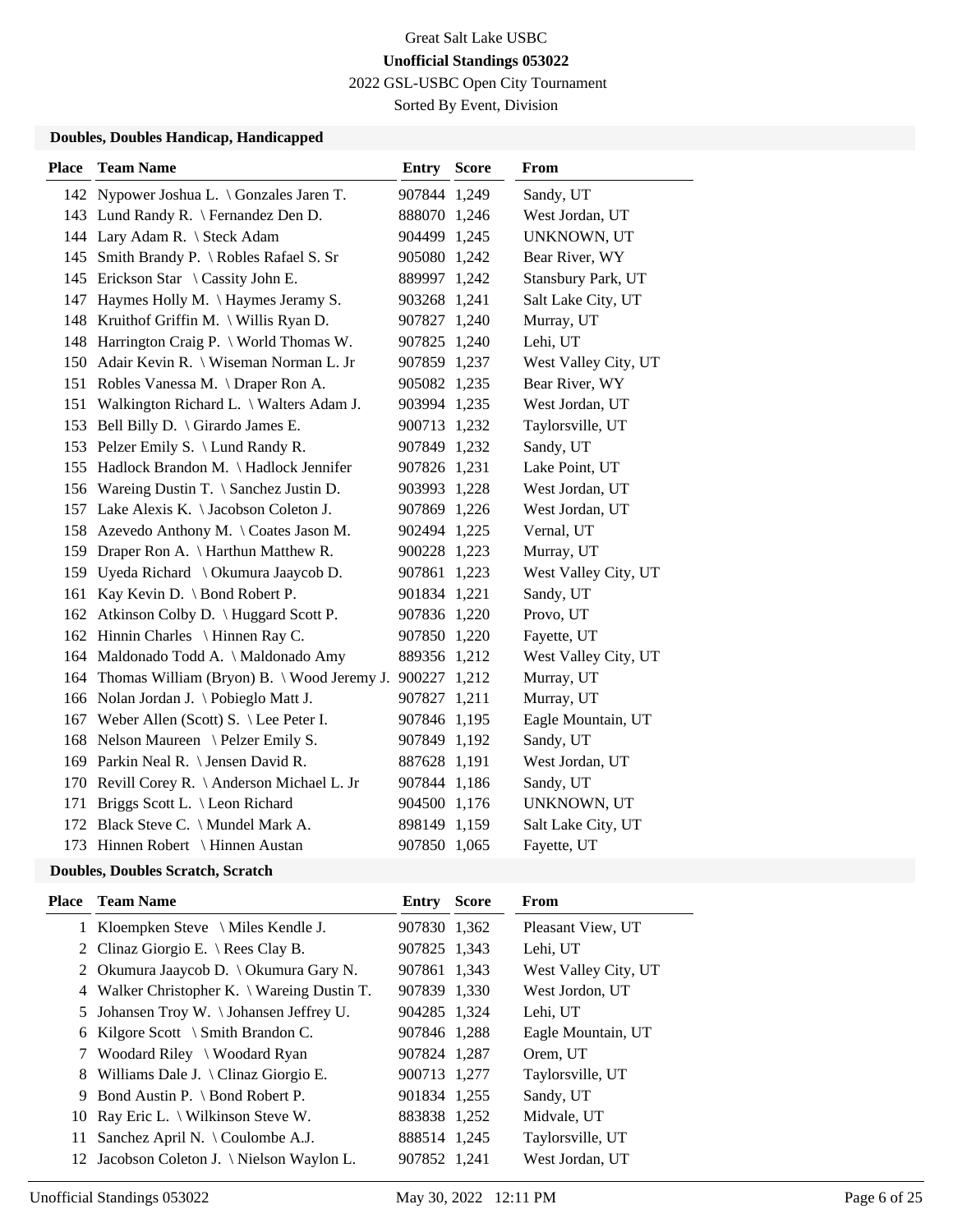Great Salt Lake USBC

**Unofficial Standings 053022**

2022 GSL-USBC Open City Tournament

Sorted By Event, Division

### Doubles, Doubles Handicap, Handicapped

| Place | Team Name | Entry | Score | From |
|---|---|---|---|---|
| 142 | Nypower Joshua L. \ Gonzales Jaren T. | 907844 | 1,249 | Sandy, UT |
| 143 | Lund Randy R. \ Fernandez Den D. | 888070 | 1,246 | West Jordan, UT |
| 144 | Lary Adam R. \ Steck Adam | 904499 | 1,245 | UNKNOWN, UT |
| 145 | Smith Brandy P. \ Robles Rafael S. Sr | 905080 | 1,242 | Bear River, WY |
| 145 | Erickson Star \ Cassity John E. | 889997 | 1,242 | Stansbury Park, UT |
| 147 | Haymes Holly M. \ Haymes Jeramy S. | 903268 | 1,241 | Salt Lake City, UT |
| 148 | Kruithof Griffin M. \ Willis Ryan D. | 907827 | 1,240 | Murray, UT |
| 148 | Harrington Craig P. \ World Thomas W. | 907825 | 1,240 | Lehi, UT |
| 150 | Adair Kevin R. \ Wiseman Norman L. Jr | 907859 | 1,237 | West Valley City, UT |
| 151 | Robles Vanessa M. \ Draper Ron A. | 905082 | 1,235 | Bear River, WY |
| 151 | Walkington Richard L. \ Walters Adam J. | 903994 | 1,235 | West Jordan, UT |
| 153 | Bell Billy D. \ Girardo James E. | 900713 | 1,232 | Taylorsville, UT |
| 153 | Pelzer Emily S. \ Lund Randy R. | 907849 | 1,232 | Sandy, UT |
| 155 | Hadlock Brandon M. \ Hadlock Jennifer | 907826 | 1,231 | Lake Point, UT |
| 156 | Wareing Dustin T. \ Sanchez Justin D. | 903993 | 1,228 | West Jordan, UT |
| 157 | Lake Alexis K. \ Jacobson Coleton J. | 907869 | 1,226 | West Jordan, UT |
| 158 | Azevedo Anthony M. \ Coates Jason M. | 902494 | 1,225 | Vernal, UT |
| 159 | Draper Ron A. \ Harthun Matthew R. | 900228 | 1,223 | Murray, UT |
| 159 | Uyeda Richard \ Okumura Jaaycob D. | 907861 | 1,223 | West Valley City, UT |
| 161 | Kay Kevin D. \ Bond Robert P. | 901834 | 1,221 | Sandy, UT |
| 162 | Atkinson Colby D. \ Huggard Scott P. | 907836 | 1,220 | Provo, UT |
| 162 | Hinnin Charles \ Hinnen Ray C. | 907850 | 1,220 | Fayette, UT |
| 164 | Maldonado Todd A. \ Maldonado Amy | 889356 | 1,212 | West Valley City, UT |
| 164 | Thomas William (Bryon) B. \ Wood Jeremy J. | 900227 | 1,212 | Murray, UT |
| 166 | Nolan Jordan J. \ Pobieglo Matt J. | 907827 | 1,211 | Murray, UT |
| 167 | Weber Allen (Scott) S. \ Lee Peter I. | 907846 | 1,195 | Eagle Mountain, UT |
| 168 | Nelson Maureen \ Pelzer Emily S. | 907849 | 1,192 | Sandy, UT |
| 169 | Parkin Neal R. \ Jensen David R. | 887628 | 1,191 | West Jordan, UT |
| 170 | Revill Corey R. \ Anderson Michael L. Jr | 907844 | 1,186 | Sandy, UT |
| 171 | Briggs Scott L. \ Leon Richard | 904500 | 1,176 | UNKNOWN, UT |
| 172 | Black Steve C. \ Mundel Mark A. | 898149 | 1,159 | Salt Lake City, UT |
| 173 | Hinnen Robert \ Hinnen Austan | 907850 | 1,065 | Fayette, UT |

### Doubles, Doubles Scratch, Scratch

| Place | Team Name | Entry | Score | From |
|---|---|---|---|---|
| 1 | Kloempken Steve \ Miles Kendle J. | 907830 | 1,362 | Pleasant View, UT |
| 2 | Clinaz Giorgio E. \ Rees Clay B. | 907825 | 1,343 | Lehi, UT |
| 2 | Okumura Jaaycob D. \ Okumura Gary N. | 907861 | 1,343 | West Valley City, UT |
| 4 | Walker Christopher K. \ Wareing Dustin T. | 907839 | 1,330 | West Jordon, UT |
| 5 | Johansen Troy W. \ Johansen Jeffrey U. | 904285 | 1,324 | Lehi, UT |
| 6 | Kilgore Scott \ Smith Brandon C. | 907846 | 1,288 | Eagle Mountain, UT |
| 7 | Woodard Riley \ Woodard Ryan | 907824 | 1,287 | Orem, UT |
| 8 | Williams Dale J. \ Clinaz Giorgio E. | 900713 | 1,277 | Taylorsville, UT |
| 9 | Bond Austin P. \ Bond Robert P. | 901834 | 1,255 | Sandy, UT |
| 10 | Ray Eric L. \ Wilkinson Steve W. | 883838 | 1,252 | Midvale, UT |
| 11 | Sanchez April N. \ Coulombe A.J. | 888514 | 1,245 | Taylorsville, UT |
| 12 | Jacobson Coleton J. \ Nielson Waylon L. | 907852 | 1,241 | West Jordan, UT |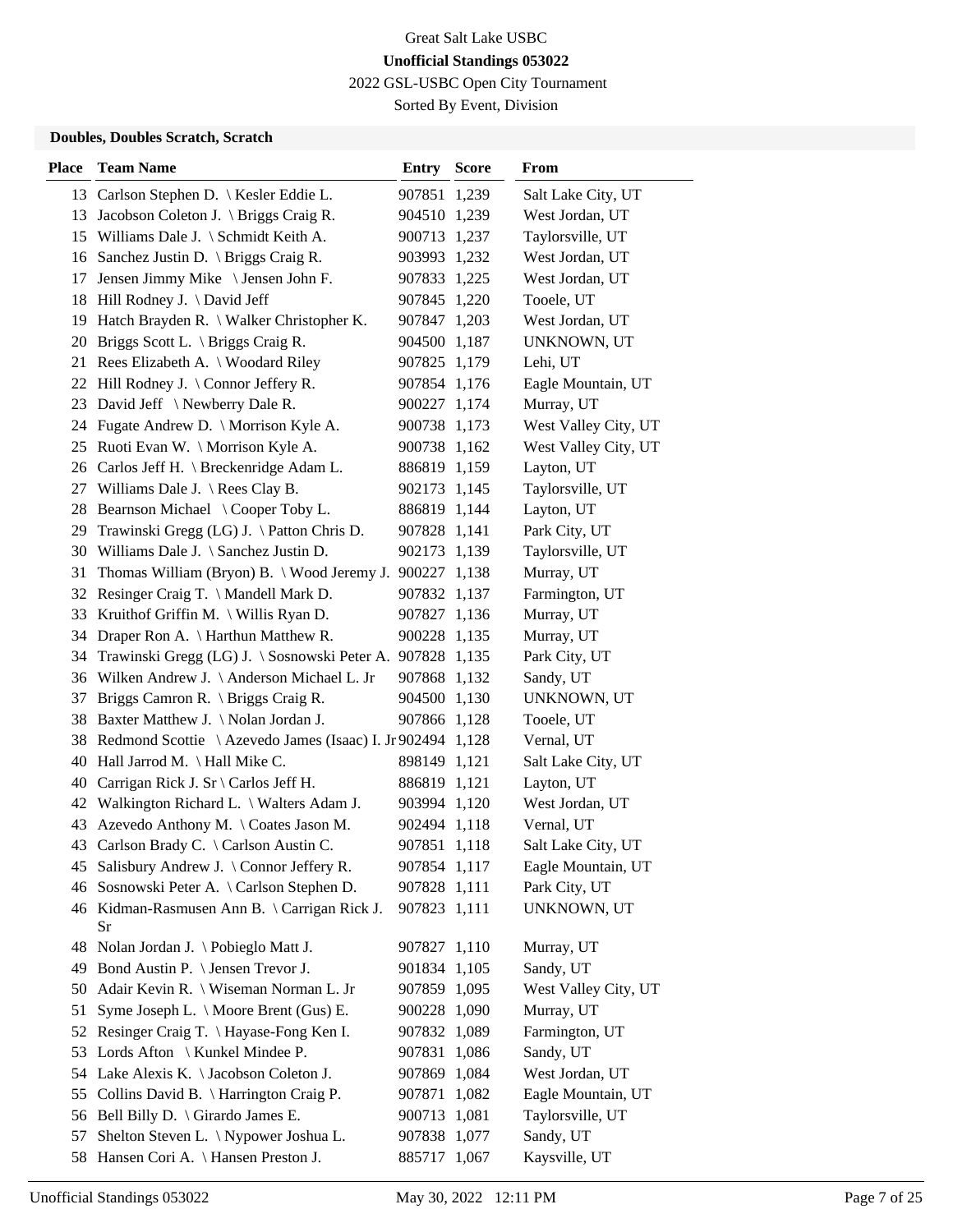Great Salt Lake USBC

**Unofficial Standings 053022**

2022 GSL-USBC Open City Tournament

Sorted By Event, Division

**Doubles, Doubles Scratch, Scratch**

| Place | Team Name | Entry | Score | From |
|---|---|---|---|---|
| 13 | Carlson Stephen D. \ Kesler Eddie L. | 907851 | 1,239 | Salt Lake City, UT |
| 13 | Jacobson Coleton J. \ Briggs Craig R. | 904510 | 1,239 | West Jordan, UT |
| 15 | Williams Dale J. \ Schmidt Keith A. | 900713 | 1,237 | Taylorsville, UT |
| 16 | Sanchez Justin D. \ Briggs Craig R. | 903993 | 1,232 | West Jordan, UT |
| 17 | Jensen Jimmy Mike \ Jensen John F. | 907833 | 1,225 | West Jordan, UT |
| 18 | Hill Rodney J. \ David Jeff | 907845 | 1,220 | Tooele, UT |
| 19 | Hatch Brayden R. \ Walker Christopher K. | 907847 | 1,203 | West Jordan, UT |
| 20 | Briggs Scott L. \ Briggs Craig R. | 904500 | 1,187 | UNKNOWN, UT |
| 21 | Rees Elizabeth A. \ Woodard Riley | 907825 | 1,179 | Lehi, UT |
| 22 | Hill Rodney J. \ Connor Jeffery R. | 907854 | 1,176 | Eagle Mountain, UT |
| 23 | David Jeff \ Newberry Dale R. | 900227 | 1,174 | Murray, UT |
| 24 | Fugate Andrew D. \ Morrison Kyle A. | 900738 | 1,173 | West Valley City, UT |
| 25 | Ruoti Evan W. \ Morrison Kyle A. | 900738 | 1,162 | West Valley City, UT |
| 26 | Carlos Jeff H. \ Breckenridge Adam L. | 886819 | 1,159 | Layton, UT |
| 27 | Williams Dale J. \ Rees Clay B. | 902173 | 1,145 | Taylorsville, UT |
| 28 | Bearnson Michael \ Cooper Toby L. | 886819 | 1,144 | Layton, UT |
| 29 | Trawinski Gregg (LG) J. \ Patton Chris D. | 907828 | 1,141 | Park City, UT |
| 30 | Williams Dale J. \ Sanchez Justin D. | 902173 | 1,139 | Taylorsville, UT |
| 31 | Thomas William (Bryon) B. \ Wood Jeremy J. | 900227 | 1,138 | Murray, UT |
| 32 | Resinger Craig T. \ Mandell Mark D. | 907832 | 1,137 | Farmington, UT |
| 33 | Kruithof Griffin M. \ Willis Ryan D. | 907827 | 1,136 | Murray, UT |
| 34 | Draper Ron A. \ Harthun Matthew R. | 900228 | 1,135 | Murray, UT |
| 34 | Trawinski Gregg (LG) J. \ Sosnowski Peter A. | 907828 | 1,135 | Park City, UT |
| 36 | Wilken Andrew J. \ Anderson Michael L. Jr | 907868 | 1,132 | Sandy, UT |
| 37 | Briggs Camron R. \ Briggs Craig R. | 904500 | 1,130 | UNKNOWN, UT |
| 38 | Baxter Matthew J. \ Nolan Jordan J. | 907866 | 1,128 | Tooele, UT |
| 38 | Redmond Scottie \ Azevedo James (Isaac) I. Jr | 902494 | 1,128 | Vernal, UT |
| 40 | Hall Jarrod M. \ Hall Mike C. | 898149 | 1,121 | Salt Lake City, UT |
| 40 | Carrigan Rick J. Sr \ Carlos Jeff H. | 886819 | 1,121 | Layton, UT |
| 42 | Walkington Richard L. \ Walters Adam J. | 903994 | 1,120 | West Jordan, UT |
| 43 | Azevedo Anthony M. \ Coates Jason M. | 902494 | 1,118 | Vernal, UT |
| 43 | Carlson Brady C. \ Carlson Austin C. | 907851 | 1,118 | Salt Lake City, UT |
| 45 | Salisbury Andrew J. \ Connor Jeffery R. | 907854 | 1,117 | Eagle Mountain, UT |
| 46 | Sosnowski Peter A. \ Carlson Stephen D. | 907828 | 1,111 | Park City, UT |
| 46 | Kidman-Rasmusen Ann B. \ Carrigan Rick J. Sr | 907823 | 1,111 | UNKNOWN, UT |
| 48 | Nolan Jordan J. \ Pobieglo Matt J. | 907827 | 1,110 | Murray, UT |
| 49 | Bond Austin P. \ Jensen Trevor J. | 901834 | 1,105 | Sandy, UT |
| 50 | Adair Kevin R. \ Wiseman Norman L. Jr | 907859 | 1,095 | West Valley City, UT |
| 51 | Syme Joseph L. \ Moore Brent (Gus) E. | 900228 | 1,090 | Murray, UT |
| 52 | Resinger Craig T. \ Hayase-Fong Ken I. | 907832 | 1,089 | Farmington, UT |
| 53 | Lords Afton \ Kunkel Mindee P. | 907831 | 1,086 | Sandy, UT |
| 54 | Lake Alexis K. \ Jacobson Coleton J. | 907869 | 1,084 | West Jordan, UT |
| 55 | Collins David B. \ Harrington Craig P. | 907871 | 1,082 | Eagle Mountain, UT |
| 56 | Bell Billy D. \ Girardo James E. | 900713 | 1,081 | Taylorsville, UT |
| 57 | Shelton Steven L. \ Nypower Joshua L. | 907838 | 1,077 | Sandy, UT |
| 58 | Hansen Cori A. \ Hansen Preston J. | 885717 | 1,067 | Kaysville, UT |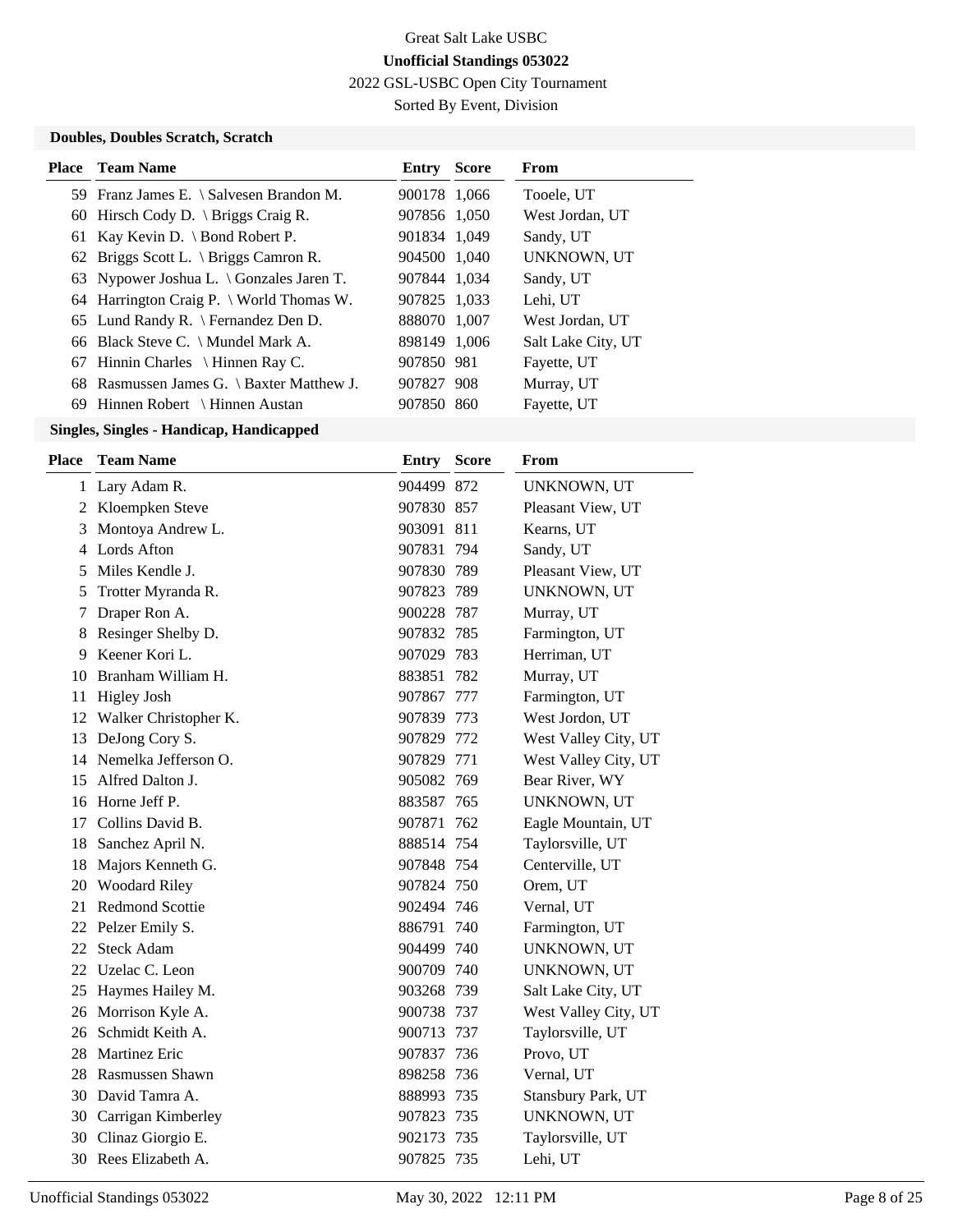Great Salt Lake USBC

**Unofficial Standings 053022**

2022 GSL-USBC Open City Tournament

Sorted By Event, Division

### Doubles, Doubles Scratch, Scratch

| Place | Team Name | Entry | Score | From |
|---|---|---|---|---|
| 59 | Franz James E. \ Salvesen Brandon M. | 900178 | 1,066 | Tooele, UT |
| 60 | Hirsch Cody D. \ Briggs Craig R. | 907856 | 1,050 | West Jordan, UT |
| 61 | Kay Kevin D. \ Bond Robert P. | 901834 | 1,049 | Sandy, UT |
| 62 | Briggs Scott L. \ Briggs Camron R. | 904500 | 1,040 | UNKNOWN, UT |
| 63 | Nypower Joshua L. \ Gonzales Jaren T. | 907844 | 1,034 | Sandy, UT |
| 64 | Harrington Craig P. \ World Thomas W. | 907825 | 1,033 | Lehi, UT |
| 65 | Lund Randy R. \ Fernandez Den D. | 888070 | 1,007 | West Jordan, UT |
| 66 | Black Steve C. \ Mundel Mark A. | 898149 | 1,006 | Salt Lake City, UT |
| 67 | Hinnin Charles \ Hinnen Ray C. | 907850 | 981 | Fayette, UT |
| 68 | Rasmussen James G. \ Baxter Matthew J. | 907827 | 908 | Murray, UT |
| 69 | Hinnen Robert \ Hinnen Austan | 907850 | 860 | Fayette, UT |

### Singles, Singles - Handicap, Handicapped

| Place | Team Name | Entry | Score | From |
|---|---|---|---|---|
| 1 | Lary Adam R. | 904499 | 872 | UNKNOWN, UT |
| 2 | Kloempken Steve | 907830 | 857 | Pleasant View, UT |
| 3 | Montoya Andrew L. | 903091 | 811 | Kearns, UT |
| 4 | Lords Afton | 907831 | 794 | Sandy, UT |
| 5 | Miles Kendle J. | 907830 | 789 | Pleasant View, UT |
| 5 | Trotter Myranda R. | 907823 | 789 | UNKNOWN, UT |
| 7 | Draper Ron A. | 900228 | 787 | Murray, UT |
| 8 | Resinger Shelby D. | 907832 | 785 | Farmington, UT |
| 9 | Keener Kori L. | 907029 | 783 | Herriman, UT |
| 10 | Branham William H. | 883851 | 782 | Murray, UT |
| 11 | Higley Josh | 907867 | 777 | Farmington, UT |
| 12 | Walker Christopher K. | 907839 | 773 | West Jordon, UT |
| 13 | DeJong Cory S. | 907829 | 772 | West Valley City, UT |
| 14 | Nemelka Jefferson O. | 907829 | 771 | West Valley City, UT |
| 15 | Alfred Dalton J. | 905082 | 769 | Bear River, WY |
| 16 | Horne Jeff P. | 883587 | 765 | UNKNOWN, UT |
| 17 | Collins David B. | 907871 | 762 | Eagle Mountain, UT |
| 18 | Sanchez April N. | 888514 | 754 | Taylorsville, UT |
| 18 | Majors Kenneth G. | 907848 | 754 | Centerville, UT |
| 20 | Woodard Riley | 907824 | 750 | Orem, UT |
| 21 | Redmond Scottie | 902494 | 746 | Vernal, UT |
| 22 | Pelzer Emily S. | 886791 | 740 | Farmington, UT |
| 22 | Steck Adam | 904499 | 740 | UNKNOWN, UT |
| 22 | Uzelac C. Leon | 900709 | 740 | UNKNOWN, UT |
| 25 | Haymes Hailey M. | 903268 | 739 | Salt Lake City, UT |
| 26 | Morrison Kyle A. | 900738 | 737 | West Valley City, UT |
| 26 | Schmidt Keith A. | 900713 | 737 | Taylorsville, UT |
| 28 | Martinez Eric | 907837 | 736 | Provo, UT |
| 28 | Rasmussen Shawn | 898258 | 736 | Vernal, UT |
| 30 | David Tamra A. | 888993 | 735 | Stansbury Park, UT |
| 30 | Carrigan Kimberley | 907823 | 735 | UNKNOWN, UT |
| 30 | Clinaz Giorgio E. | 902173 | 735 | Taylorsville, UT |
| 30 | Rees Elizabeth A. | 907825 | 735 | Lehi, UT |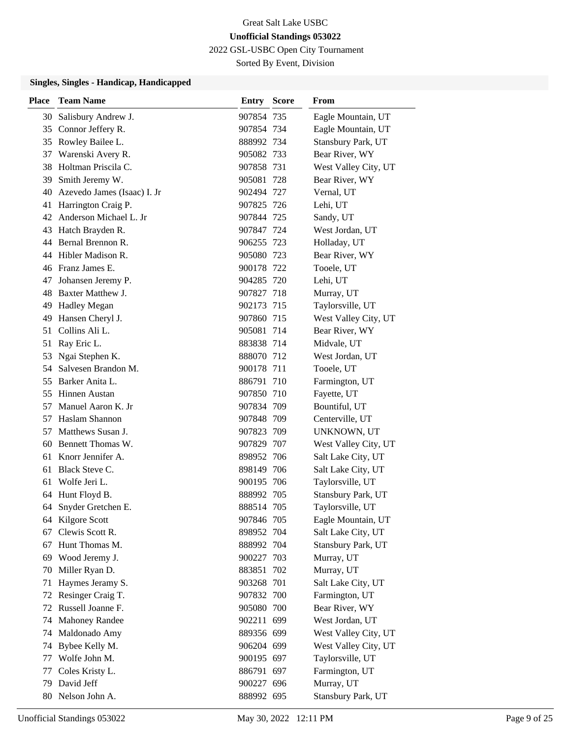Great Salt Lake USBC

**Unofficial Standings 053022**

2022 GSL-USBC Open City Tournament

Sorted By Event, Division

### Singles, Singles - Handicap, Handicapped

| Place | Team Name | Entry | Score | From |
|---|---|---|---|---|
| 30 | Salisbury Andrew J. | 907854 | 735 | Eagle Mountain, UT |
| 35 | Connor Jeffery R. | 907854 | 734 | Eagle Mountain, UT |
| 35 | Rowley Bailee L. | 888992 | 734 | Stansbury Park, UT |
| 37 | Warenski Avery R. | 905082 | 733 | Bear River, WY |
| 38 | Holtman Priscila C. | 907858 | 731 | West Valley City, UT |
| 39 | Smith Jeremy W. | 905081 | 728 | Bear River, WY |
| 40 | Azevedo James (Isaac) I. Jr | 902494 | 727 | Vernal, UT |
| 41 | Harrington Craig P. | 907825 | 726 | Lehi, UT |
| 42 | Anderson Michael L. Jr | 907844 | 725 | Sandy, UT |
| 43 | Hatch Brayden R. | 907847 | 724 | West Jordan, UT |
| 44 | Bernal Brennon R. | 906255 | 723 | Holladay, UT |
| 44 | Hibler Madison R. | 905080 | 723 | Bear River, WY |
| 46 | Franz James E. | 900178 | 722 | Tooele, UT |
| 47 | Johansen Jeremy P. | 904285 | 720 | Lehi, UT |
| 48 | Baxter Matthew J. | 907827 | 718 | Murray, UT |
| 49 | Hadley Megan | 902173 | 715 | Taylorsville, UT |
| 49 | Hansen Cheryl J. | 907860 | 715 | West Valley City, UT |
| 51 | Collins Ali L. | 905081 | 714 | Bear River, WY |
| 51 | Ray Eric L. | 883838 | 714 | Midvale, UT |
| 53 | Ngai Stephen K. | 888070 | 712 | West Jordan, UT |
| 54 | Salvesen Brandon M. | 900178 | 711 | Tooele, UT |
| 55 | Barker Anita L. | 886791 | 710 | Farmington, UT |
| 55 | Hinnen Austan | 907850 | 710 | Fayette, UT |
| 57 | Manuel Aaron K. Jr | 907834 | 709 | Bountiful, UT |
| 57 | Haslam Shannon | 907848 | 709 | Centerville, UT |
| 57 | Matthews Susan J. | 907823 | 709 | UNKNOWN, UT |
| 60 | Bennett Thomas W. | 907829 | 707 | West Valley City, UT |
| 61 | Knorr Jennifer A. | 898952 | 706 | Salt Lake City, UT |
| 61 | Black Steve C. | 898149 | 706 | Salt Lake City, UT |
| 61 | Wolfe Jeri L. | 900195 | 706 | Taylorsville, UT |
| 64 | Hunt Floyd B. | 888992 | 705 | Stansbury Park, UT |
| 64 | Snyder Gretchen E. | 888514 | 705 | Taylorsville, UT |
| 64 | Kilgore Scott | 907846 | 705 | Eagle Mountain, UT |
| 67 | Clewis Scott R. | 898952 | 704 | Salt Lake City, UT |
| 67 | Hunt Thomas M. | 888992 | 704 | Stansbury Park, UT |
| 69 | Wood Jeremy J. | 900227 | 703 | Murray, UT |
| 70 | Miller Ryan D. | 883851 | 702 | Murray, UT |
| 71 | Haymes Jeramy S. | 903268 | 701 | Salt Lake City, UT |
| 72 | Resinger Craig T. | 907832 | 700 | Farmington, UT |
| 72 | Russell Joanne F. | 905080 | 700 | Bear River, WY |
| 74 | Mahoney Randee | 902211 | 699 | West Jordan, UT |
| 74 | Maldonado Amy | 889356 | 699 | West Valley City, UT |
| 74 | Bybee Kelly M. | 906204 | 699 | West Valley City, UT |
| 77 | Wolfe John M. | 900195 | 697 | Taylorsville, UT |
| 77 | Coles Kristy L. | 886791 | 697 | Farmington, UT |
| 79 | David Jeff | 900227 | 696 | Murray, UT |
| 80 | Nelson John A. | 888992 | 695 | Stansbury Park, UT |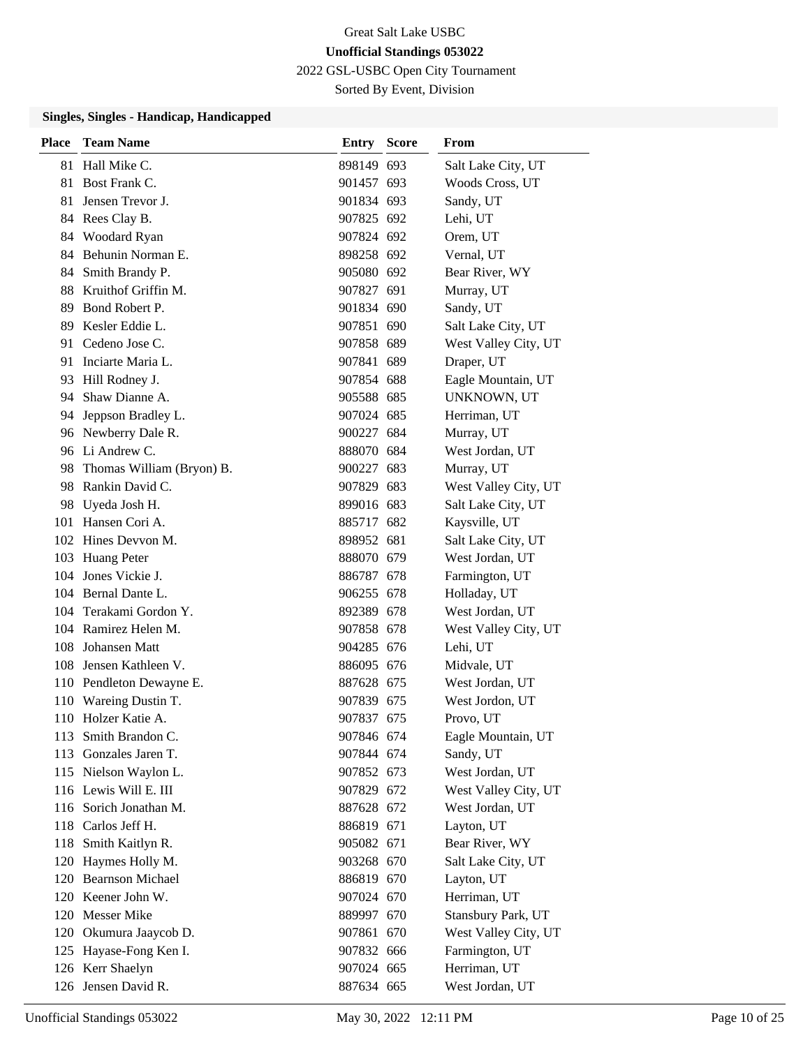Great Salt Lake USBC

**Unofficial Standings 053022**

2022 GSL-USBC Open City Tournament

Sorted By Event, Division

### Singles, Singles - Handicap, Handicapped

| Place | Team Name | Entry | Score | From |
|---|---|---|---|---|
| 81 | Hall Mike C. | 898149 | 693 | Salt Lake City, UT |
| 81 | Bost Frank C. | 901457 | 693 | Woods Cross, UT |
| 81 | Jensen Trevor J. | 901834 | 693 | Sandy, UT |
| 84 | Rees Clay B. | 907825 | 692 | Lehi, UT |
| 84 | Woodard Ryan | 907824 | 692 | Orem, UT |
| 84 | Behunin Norman E. | 898258 | 692 | Vernal, UT |
| 84 | Smith Brandy P. | 905080 | 692 | Bear River, WY |
| 88 | Kruithof Griffin M. | 907827 | 691 | Murray, UT |
| 89 | Bond Robert P. | 901834 | 690 | Sandy, UT |
| 89 | Kesler Eddie L. | 907851 | 690 | Salt Lake City, UT |
| 91 | Cedeno Jose C. | 907858 | 689 | West Valley City, UT |
| 91 | Inciarte Maria L. | 907841 | 689 | Draper, UT |
| 93 | Hill Rodney J. | 907854 | 688 | Eagle Mountain, UT |
| 94 | Shaw Dianne A. | 905588 | 685 | UNKNOWN, UT |
| 94 | Jeppson Bradley L. | 907024 | 685 | Herriman, UT |
| 96 | Newberry Dale R. | 900227 | 684 | Murray, UT |
| 96 | Li Andrew C. | 888070 | 684 | West Jordan, UT |
| 98 | Thomas William (Bryon) B. | 900227 | 683 | Murray, UT |
| 98 | Rankin David C. | 907829 | 683 | West Valley City, UT |
| 98 | Uyeda Josh H. | 899016 | 683 | Salt Lake City, UT |
| 101 | Hansen Cori A. | 885717 | 682 | Kaysville, UT |
| 102 | Hines Devvon M. | 898952 | 681 | Salt Lake City, UT |
| 103 | Huang Peter | 888070 | 679 | West Jordan, UT |
| 104 | Jones Vickie J. | 886787 | 678 | Farmington, UT |
| 104 | Bernal Dante L. | 906255 | 678 | Holladay, UT |
| 104 | Terakami Gordon Y. | 892389 | 678 | West Jordan, UT |
| 104 | Ramirez Helen M. | 907858 | 678 | West Valley City, UT |
| 108 | Johansen Matt | 904285 | 676 | Lehi, UT |
| 108 | Jensen Kathleen V. | 886095 | 676 | Midvale, UT |
| 110 | Pendleton Dewayne E. | 887628 | 675 | West Jordan, UT |
| 110 | Wareing Dustin T. | 907839 | 675 | West Jordon, UT |
| 110 | Holzer Katie A. | 907837 | 675 | Provo, UT |
| 113 | Smith Brandon C. | 907846 | 674 | Eagle Mountain, UT |
| 113 | Gonzales Jaren T. | 907844 | 674 | Sandy, UT |
| 115 | Nielson Waylon L. | 907852 | 673 | West Jordan, UT |
| 116 | Lewis Will E. III | 907829 | 672 | West Valley City, UT |
| 116 | Sorich Jonathan M. | 887628 | 672 | West Jordan, UT |
| 118 | Carlos Jeff H. | 886819 | 671 | Layton, UT |
| 118 | Smith Kaitlyn R. | 905082 | 671 | Bear River, WY |
| 120 | Haymes Holly M. | 903268 | 670 | Salt Lake City, UT |
| 120 | Bearnson Michael | 886819 | 670 | Layton, UT |
| 120 | Keener John W. | 907024 | 670 | Herriman, UT |
| 120 | Messer Mike | 889997 | 670 | Stansbury Park, UT |
| 120 | Okumura Jaaycob D. | 907861 | 670 | West Valley City, UT |
| 125 | Hayase-Fong Ken I. | 907832 | 666 | Farmington, UT |
| 126 | Kerr Shaelyn | 907024 | 665 | Herriman, UT |
| 126 | Jensen David R. | 887634 | 665 | West Jordan, UT |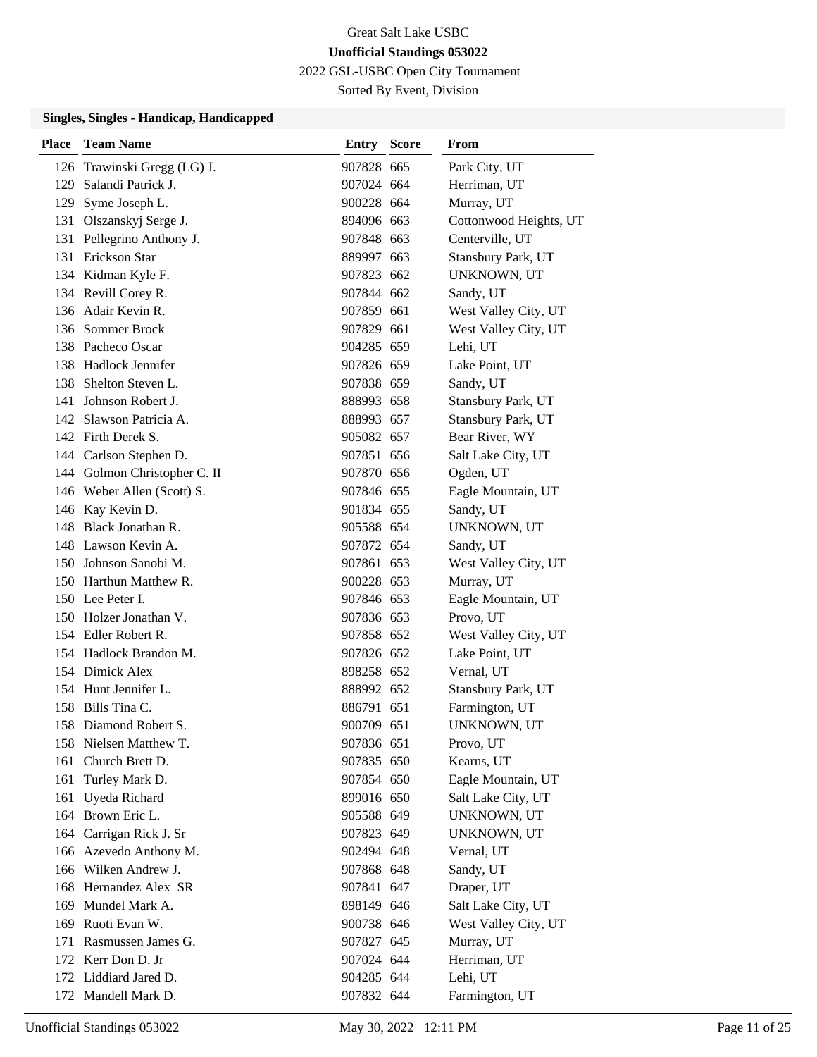Great Salt Lake USBC

**Unofficial Standings 053022**

2022 GSL-USBC Open City Tournament

Sorted By Event, Division

### Singles, Singles - Handicap, Handicapped

| Place | Team Name | Entry | Score | From |
|---|---|---|---|---|
| 126 | Trawinski Gregg (LG) J. | 907828 | 665 | Park City, UT |
| 129 | Salandi Patrick J. | 907024 | 664 | Herriman, UT |
| 129 | Syme Joseph L. | 900228 | 664 | Murray, UT |
| 131 | Olszanskyj Serge J. | 894096 | 663 | Cottonwood Heights, UT |
| 131 | Pellegrino Anthony J. | 907848 | 663 | Centerville, UT |
| 131 | Erickson Star | 889997 | 663 | Stansbury Park, UT |
| 134 | Kidman Kyle F. | 907823 | 662 | UNKNOWN, UT |
| 134 | Revill Corey R. | 907844 | 662 | Sandy, UT |
| 136 | Adair Kevin R. | 907859 | 661 | West Valley City, UT |
| 136 | Sommer Brock | 907829 | 661 | West Valley City, UT |
| 138 | Pacheco Oscar | 904285 | 659 | Lehi, UT |
| 138 | Hadlock Jennifer | 907826 | 659 | Lake Point, UT |
| 138 | Shelton Steven L. | 907838 | 659 | Sandy, UT |
| 141 | Johnson Robert J. | 888993 | 658 | Stansbury Park, UT |
| 142 | Slawson Patricia A. | 888993 | 657 | Stansbury Park, UT |
| 142 | Firth Derek S. | 905082 | 657 | Bear River, WY |
| 144 | Carlson Stephen D. | 907851 | 656 | Salt Lake City, UT |
| 144 | Golmon Christopher C. II | 907870 | 656 | Ogden, UT |
| 146 | Weber Allen (Scott) S. | 907846 | 655 | Eagle Mountain, UT |
| 146 | Kay Kevin D. | 901834 | 655 | Sandy, UT |
| 148 | Black Jonathan R. | 905588 | 654 | UNKNOWN, UT |
| 148 | Lawson Kevin A. | 907872 | 654 | Sandy, UT |
| 150 | Johnson Sanobi M. | 907861 | 653 | West Valley City, UT |
| 150 | Harthun Matthew R. | 900228 | 653 | Murray, UT |
| 150 | Lee Peter I. | 907846 | 653 | Eagle Mountain, UT |
| 150 | Holzer Jonathan V. | 907836 | 653 | Provo, UT |
| 154 | Edler Robert R. | 907858 | 652 | West Valley City, UT |
| 154 | Hadlock Brandon M. | 907826 | 652 | Lake Point, UT |
| 154 | Dimick Alex | 898258 | 652 | Vernal, UT |
| 154 | Hunt Jennifer L. | 888992 | 652 | Stansbury Park, UT |
| 158 | Bills Tina C. | 886791 | 651 | Farmington, UT |
| 158 | Diamond Robert S. | 900709 | 651 | UNKNOWN, UT |
| 158 | Nielsen Matthew T. | 907836 | 651 | Provo, UT |
| 161 | Church Brett D. | 907835 | 650 | Kearns, UT |
| 161 | Turley Mark D. | 907854 | 650 | Eagle Mountain, UT |
| 161 | Uyeda Richard | 899016 | 650 | Salt Lake City, UT |
| 164 | Brown Eric L. | 905588 | 649 | UNKNOWN, UT |
| 164 | Carrigan Rick J. Sr | 907823 | 649 | UNKNOWN, UT |
| 166 | Azevedo Anthony M. | 902494 | 648 | Vernal, UT |
| 166 | Wilken Andrew J. | 907868 | 648 | Sandy, UT |
| 168 | Hernandez Alex SR | 907841 | 647 | Draper, UT |
| 169 | Mundel Mark A. | 898149 | 646 | Salt Lake City, UT |
| 169 | Ruoti Evan W. | 900738 | 646 | West Valley City, UT |
| 171 | Rasmussen James G. | 907827 | 645 | Murray, UT |
| 172 | Kerr Don D. Jr | 907024 | 644 | Herriman, UT |
| 172 | Liddiard Jared D. | 904285 | 644 | Lehi, UT |
| 172 | Mandell Mark D. | 907832 | 644 | Farmington, UT |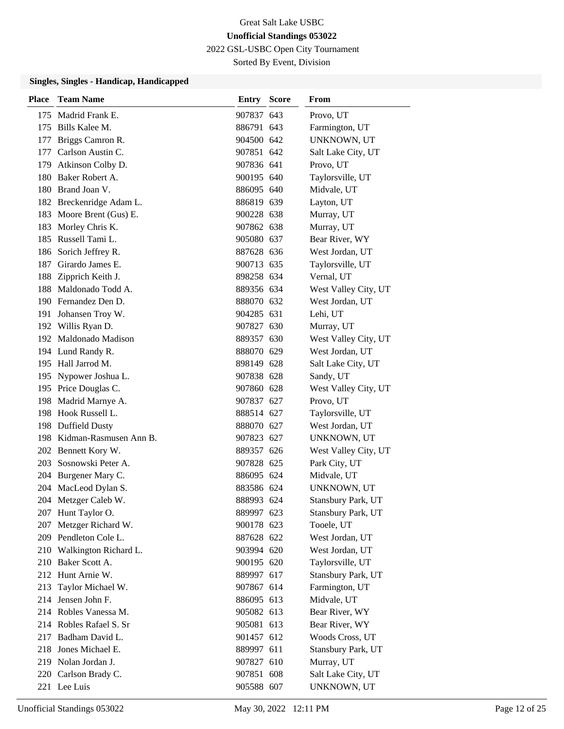Great Salt Lake USBC

**Unofficial Standings 053022**

2022 GSL-USBC Open City Tournament

Sorted By Event, Division

### Singles, Singles - Handicap, Handicapped

| Place | Team Name | Entry | Score | From |
|---|---|---|---|---|
| 175 | Madrid Frank E. | 907837 | 643 | Provo, UT |
| 175 | Bills Kalee M. | 886791 | 643 | Farmington, UT |
| 177 | Briggs Camron R. | 904500 | 642 | UNKNOWN, UT |
| 177 | Carlson Austin C. | 907851 | 642 | Salt Lake City, UT |
| 179 | Atkinson Colby D. | 907836 | 641 | Provo, UT |
| 180 | Baker Robert A. | 900195 | 640 | Taylorsville, UT |
| 180 | Brand Joan V. | 886095 | 640 | Midvale, UT |
| 182 | Breckenridge Adam L. | 886819 | 639 | Layton, UT |
| 183 | Moore Brent (Gus) E. | 900228 | 638 | Murray, UT |
| 183 | Morley Chris K. | 907862 | 638 | Murray, UT |
| 185 | Russell Tami L. | 905080 | 637 | Bear River, WY |
| 186 | Sorich Jeffrey R. | 887628 | 636 | West Jordan, UT |
| 187 | Girardo James E. | 900713 | 635 | Taylorsville, UT |
| 188 | Zipprich Keith J. | 898258 | 634 | Vernal, UT |
| 188 | Maldonado Todd A. | 889356 | 634 | West Valley City, UT |
| 190 | Fernandez Den D. | 888070 | 632 | West Jordan, UT |
| 191 | Johansen Troy W. | 904285 | 631 | Lehi, UT |
| 192 | Willis Ryan D. | 907827 | 630 | Murray, UT |
| 192 | Maldonado Madison | 889357 | 630 | West Valley City, UT |
| 194 | Lund Randy R. | 888070 | 629 | West Jordan, UT |
| 195 | Hall Jarrod M. | 898149 | 628 | Salt Lake City, UT |
| 195 | Nypower Joshua L. | 907838 | 628 | Sandy, UT |
| 195 | Price Douglas C. | 907860 | 628 | West Valley City, UT |
| 198 | Madrid Marnye A. | 907837 | 627 | Provo, UT |
| 198 | Hook Russell L. | 888514 | 627 | Taylorsville, UT |
| 198 | Duffield Dusty | 888070 | 627 | West Jordan, UT |
| 198 | Kidman-Rasmusen Ann B. | 907823 | 627 | UNKNOWN, UT |
| 202 | Bennett Kory W. | 889357 | 626 | West Valley City, UT |
| 203 | Sosnowski Peter A. | 907828 | 625 | Park City, UT |
| 204 | Burgener Mary C. | 886095 | 624 | Midvale, UT |
| 204 | MacLeod Dylan S. | 883586 | 624 | UNKNOWN, UT |
| 204 | Metzger Caleb W. | 888993 | 624 | Stansbury Park, UT |
| 207 | Hunt Taylor O. | 889997 | 623 | Stansbury Park, UT |
| 207 | Metzger Richard W. | 900178 | 623 | Tooele, UT |
| 209 | Pendleton Cole L. | 887628 | 622 | West Jordan, UT |
| 210 | Walkington Richard L. | 903994 | 620 | West Jordan, UT |
| 210 | Baker Scott A. | 900195 | 620 | Taylorsville, UT |
| 212 | Hunt Arnie W. | 889997 | 617 | Stansbury Park, UT |
| 213 | Taylor Michael W. | 907867 | 614 | Farmington, UT |
| 214 | Jensen John F. | 886095 | 613 | Midvale, UT |
| 214 | Robles Vanessa M. | 905082 | 613 | Bear River, WY |
| 214 | Robles Rafael S. Sr | 905081 | 613 | Bear River, WY |
| 217 | Badham David L. | 901457 | 612 | Woods Cross, UT |
| 218 | Jones Michael E. | 889997 | 611 | Stansbury Park, UT |
| 219 | Nolan Jordan J. | 907827 | 610 | Murray, UT |
| 220 | Carlson Brady C. | 907851 | 608 | Salt Lake City, UT |
| 221 | Lee Luis | 905588 | 607 | UNKNOWN, UT |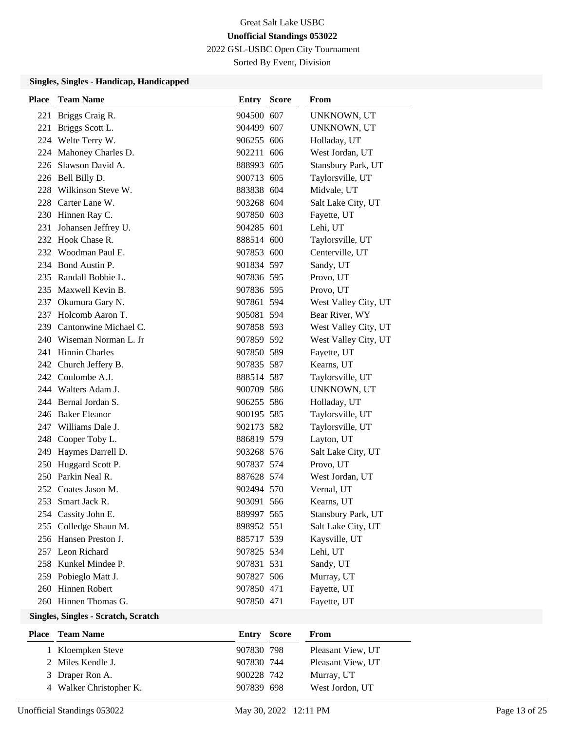Great Salt Lake USBC

**Unofficial Standings 053022**

2022 GSL-USBC Open City Tournament

Sorted By Event, Division

### Singles, Singles - Handicap, Handicapped

| Place | Team Name | Entry | Score | From |
|---|---|---|---|---|
| 221 | Briggs Craig R. | 904500 | 607 | UNKNOWN, UT |
| 221 | Briggs Scott L. | 904499 | 607 | UNKNOWN, UT |
| 224 | Welte Terry W. | 906255 | 606 | Holladay, UT |
| 224 | Mahoney Charles D. | 902211 | 606 | West Jordan, UT |
| 226 | Slawson David A. | 888993 | 605 | Stansbury Park, UT |
| 226 | Bell Billy D. | 900713 | 605 | Taylorsville, UT |
| 228 | Wilkinson Steve W. | 883838 | 604 | Midvale, UT |
| 228 | Carter Lane W. | 903268 | 604 | Salt Lake City, UT |
| 230 | Hinnen Ray C. | 907850 | 603 | Fayette, UT |
| 231 | Johansen Jeffrey U. | 904285 | 601 | Lehi, UT |
| 232 | Hook Chase R. | 888514 | 600 | Taylorsville, UT |
| 232 | Woodman Paul E. | 907853 | 600 | Centerville, UT |
| 234 | Bond Austin P. | 901834 | 597 | Sandy, UT |
| 235 | Randall Bobbie L. | 907836 | 595 | Provo, UT |
| 235 | Maxwell Kevin B. | 907836 | 595 | Provo, UT |
| 237 | Okumura Gary N. | 907861 | 594 | West Valley City, UT |
| 237 | Holcomb Aaron T. | 905081 | 594 | Bear River, WY |
| 239 | Cantonwine Michael C. | 907858 | 593 | West Valley City, UT |
| 240 | Wiseman Norman L. Jr | 907859 | 592 | West Valley City, UT |
| 241 | Hinnin Charles | 907850 | 589 | Fayette, UT |
| 242 | Church Jeffery B. | 907835 | 587 | Kearns, UT |
| 242 | Coulombe A.J. | 888514 | 587 | Taylorsville, UT |
| 244 | Walters Adam J. | 900709 | 586 | UNKNOWN, UT |
| 244 | Bernal Jordan S. | 906255 | 586 | Holladay, UT |
| 246 | Baker Eleanor | 900195 | 585 | Taylorsville, UT |
| 247 | Williams Dale J. | 902173 | 582 | Taylorsville, UT |
| 248 | Cooper Toby L. | 886819 | 579 | Layton, UT |
| 249 | Haymes Darrell D. | 903268 | 576 | Salt Lake City, UT |
| 250 | Huggard Scott P. | 907837 | 574 | Provo, UT |
| 250 | Parkin Neal R. | 887628 | 574 | West Jordan, UT |
| 252 | Coates Jason M. | 902494 | 570 | Vernal, UT |
| 253 | Smart Jack R. | 903091 | 566 | Kearns, UT |
| 254 | Cassity John E. | 889997 | 565 | Stansbury Park, UT |
| 255 | Colledge Shaun M. | 898952 | 551 | Salt Lake City, UT |
| 256 | Hansen Preston J. | 885717 | 539 | Kaysville, UT |
| 257 | Leon Richard | 907825 | 534 | Lehi, UT |
| 258 | Kunkel Mindee P. | 907831 | 531 | Sandy, UT |
| 259 | Pobieglo Matt J. | 907827 | 506 | Murray, UT |
| 260 | Hinnen Robert | 907850 | 471 | Fayette, UT |
| 260 | Hinnen Thomas G. | 907850 | 471 | Fayette, UT |

### Singles, Singles - Scratch, Scratch

| Place | Team Name | Entry | Score | From |
|---|---|---|---|---|
| 1 | Kloempken Steve | 907830 | 798 | Pleasant View, UT |
| 2 | Miles Kendle J. | 907830 | 744 | Pleasant View, UT |
| 3 | Draper Ron A. | 900228 | 742 | Murray, UT |
| 4 | Walker Christopher K. | 907839 | 698 | West Jordon, UT |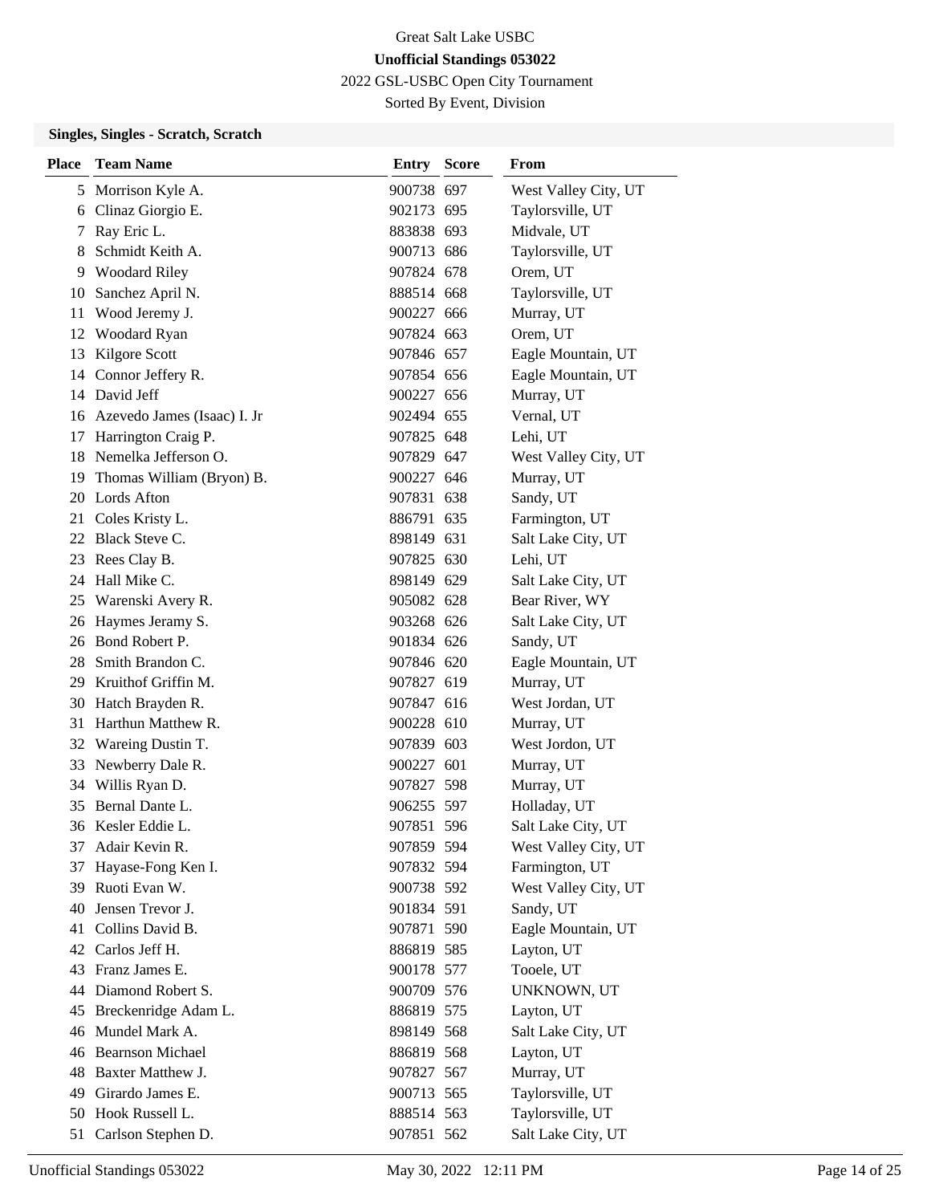Great Salt Lake USBC

**Unofficial Standings 053022**

2022 GSL-USBC Open City Tournament

Sorted By Event, Division

### Singles, Singles - Scratch, Scratch

| Place | Team Name | Entry | Score | From |
|---|---|---|---|---|
| 5 | Morrison Kyle A. | 900738 | 697 | West Valley City, UT |
| 6 | Clinaz Giorgio E. | 902173 | 695 | Taylorsville, UT |
| 7 | Ray Eric L. | 883838 | 693 | Midvale, UT |
| 8 | Schmidt Keith A. | 900713 | 686 | Taylorsville, UT |
| 9 | Woodard Riley | 907824 | 678 | Orem, UT |
| 10 | Sanchez April N. | 888514 | 668 | Taylorsville, UT |
| 11 | Wood Jeremy J. | 900227 | 666 | Murray, UT |
| 12 | Woodard Ryan | 907824 | 663 | Orem, UT |
| 13 | Kilgore Scott | 907846 | 657 | Eagle Mountain, UT |
| 14 | Connor Jeffery R. | 907854 | 656 | Eagle Mountain, UT |
| 14 | David Jeff | 900227 | 656 | Murray, UT |
| 16 | Azevedo James (Isaac) I. Jr | 902494 | 655 | Vernal, UT |
| 17 | Harrington Craig P. | 907825 | 648 | Lehi, UT |
| 18 | Nemelka Jefferson O. | 907829 | 647 | West Valley City, UT |
| 19 | Thomas William (Bryon) B. | 900227 | 646 | Murray, UT |
| 20 | Lords Afton | 907831 | 638 | Sandy, UT |
| 21 | Coles Kristy L. | 886791 | 635 | Farmington, UT |
| 22 | Black Steve C. | 898149 | 631 | Salt Lake City, UT |
| 23 | Rees Clay B. | 907825 | 630 | Lehi, UT |
| 24 | Hall Mike C. | 898149 | 629 | Salt Lake City, UT |
| 25 | Warenski Avery R. | 905082 | 628 | Bear River, WY |
| 26 | Haymes Jeramy S. | 903268 | 626 | Salt Lake City, UT |
| 26 | Bond Robert P. | 901834 | 626 | Sandy, UT |
| 28 | Smith Brandon C. | 907846 | 620 | Eagle Mountain, UT |
| 29 | Kruithof Griffin M. | 907827 | 619 | Murray, UT |
| 30 | Hatch Brayden R. | 907847 | 616 | West Jordan, UT |
| 31 | Harthun Matthew R. | 900228 | 610 | Murray, UT |
| 32 | Wareing Dustin T. | 907839 | 603 | West Jordon, UT |
| 33 | Newberry Dale R. | 900227 | 601 | Murray, UT |
| 34 | Willis Ryan D. | 907827 | 598 | Murray, UT |
| 35 | Bernal Dante L. | 906255 | 597 | Holladay, UT |
| 36 | Kesler Eddie L. | 907851 | 596 | Salt Lake City, UT |
| 37 | Adair Kevin R. | 907859 | 594 | West Valley City, UT |
| 37 | Hayase-Fong Ken I. | 907832 | 594 | Farmington, UT |
| 39 | Ruoti Evan W. | 900738 | 592 | West Valley City, UT |
| 40 | Jensen Trevor J. | 901834 | 591 | Sandy, UT |
| 41 | Collins David B. | 907871 | 590 | Eagle Mountain, UT |
| 42 | Carlos Jeff H. | 886819 | 585 | Layton, UT |
| 43 | Franz James E. | 900178 | 577 | Tooele, UT |
| 44 | Diamond Robert S. | 900709 | 576 | UNKNOWN, UT |
| 45 | Breckenridge Adam L. | 886819 | 575 | Layton, UT |
| 46 | Mundel Mark A. | 898149 | 568 | Salt Lake City, UT |
| 46 | Bearnson Michael | 886819 | 568 | Layton, UT |
| 48 | Baxter Matthew J. | 907827 | 567 | Murray, UT |
| 49 | Girardo James E. | 900713 | 565 | Taylorsville, UT |
| 50 | Hook Russell L. | 888514 | 563 | Taylorsville, UT |
| 51 | Carlson Stephen D. | 907851 | 562 | Salt Lake City, UT |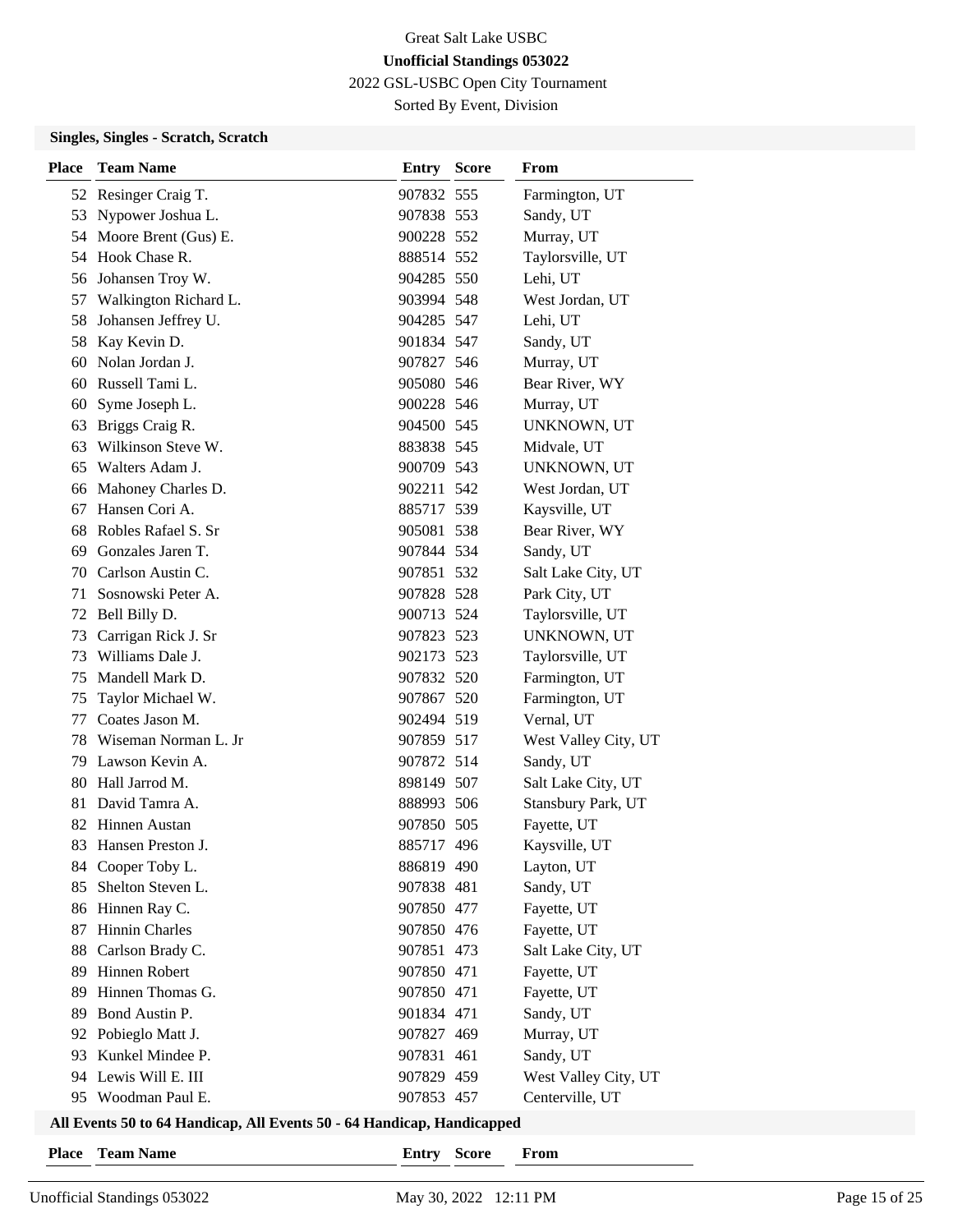Great Salt Lake USBC

**Unofficial Standings 053022**

2022 GSL-USBC Open City Tournament

Sorted By Event, Division

### Singles, Singles - Scratch, Scratch

| Place | Team Name | Entry | Score | From |
|---|---|---|---|---|
| 52 | Resinger Craig T. | 907832 | 555 | Farmington, UT |
| 53 | Nypower Joshua L. | 907838 | 553 | Sandy, UT |
| 54 | Moore Brent (Gus) E. | 900228 | 552 | Murray, UT |
| 54 | Hook Chase R. | 888514 | 552 | Taylorsville, UT |
| 56 | Johansen Troy W. | 904285 | 550 | Lehi, UT |
| 57 | Walkington Richard L. | 903994 | 548 | West Jordan, UT |
| 58 | Johansen Jeffrey U. | 904285 | 547 | Lehi, UT |
| 58 | Kay Kevin D. | 901834 | 547 | Sandy, UT |
| 60 | Nolan Jordan J. | 907827 | 546 | Murray, UT |
| 60 | Russell Tami L. | 905080 | 546 | Bear River, WY |
| 60 | Syme Joseph L. | 900228 | 546 | Murray, UT |
| 63 | Briggs Craig R. | 904500 | 545 | UNKNOWN, UT |
| 63 | Wilkinson Steve W. | 883838 | 545 | Midvale, UT |
| 65 | Walters Adam J. | 900709 | 543 | UNKNOWN, UT |
| 66 | Mahoney Charles D. | 902211 | 542 | West Jordan, UT |
| 67 | Hansen Cori A. | 885717 | 539 | Kaysville, UT |
| 68 | Robles Rafael S. Sr | 905081 | 538 | Bear River, WY |
| 69 | Gonzales Jaren T. | 907844 | 534 | Sandy, UT |
| 70 | Carlson Austin C. | 907851 | 532 | Salt Lake City, UT |
| 71 | Sosnowski Peter A. | 907828 | 528 | Park City, UT |
| 72 | Bell Billy D. | 900713 | 524 | Taylorsville, UT |
| 73 | Carrigan Rick J. Sr | 907823 | 523 | UNKNOWN, UT |
| 73 | Williams Dale J. | 902173 | 523 | Taylorsville, UT |
| 75 | Mandell Mark D. | 907832 | 520 | Farmington, UT |
| 75 | Taylor Michael W. | 907867 | 520 | Farmington, UT |
| 77 | Coates Jason M. | 902494 | 519 | Vernal, UT |
| 78 | Wiseman Norman L. Jr | 907859 | 517 | West Valley City, UT |
| 79 | Lawson Kevin A. | 907872 | 514 | Sandy, UT |
| 80 | Hall Jarrod M. | 898149 | 507 | Salt Lake City, UT |
| 81 | David Tamra A. | 888993 | 506 | Stansbury Park, UT |
| 82 | Hinnen Austan | 907850 | 505 | Fayette, UT |
| 83 | Hansen Preston J. | 885717 | 496 | Kaysville, UT |
| 84 | Cooper Toby L. | 886819 | 490 | Layton, UT |
| 85 | Shelton Steven L. | 907838 | 481 | Sandy, UT |
| 86 | Hinnen Ray C. | 907850 | 477 | Fayette, UT |
| 87 | Hinnin Charles | 907850 | 476 | Fayette, UT |
| 88 | Carlson Brady C. | 907851 | 473 | Salt Lake City, UT |
| 89 | Hinnen Robert | 907850 | 471 | Fayette, UT |
| 89 | Hinnen Thomas G. | 907850 | 471 | Fayette, UT |
| 89 | Bond Austin P. | 901834 | 471 | Sandy, UT |
| 92 | Pobieglo Matt J. | 907827 | 469 | Murray, UT |
| 93 | Kunkel Mindee P. | 907831 | 461 | Sandy, UT |
| 94 | Lewis Will E. III | 907829 | 459 | West Valley City, UT |
| 95 | Woodman Paul E. | 907853 | 457 | Centerville, UT |

### All Events 50 to 64 Handicap, All Events 50 - 64 Handicap, Handicapped

| Place | Team Name | Entry | Score | From |
|---|---|---|---|---|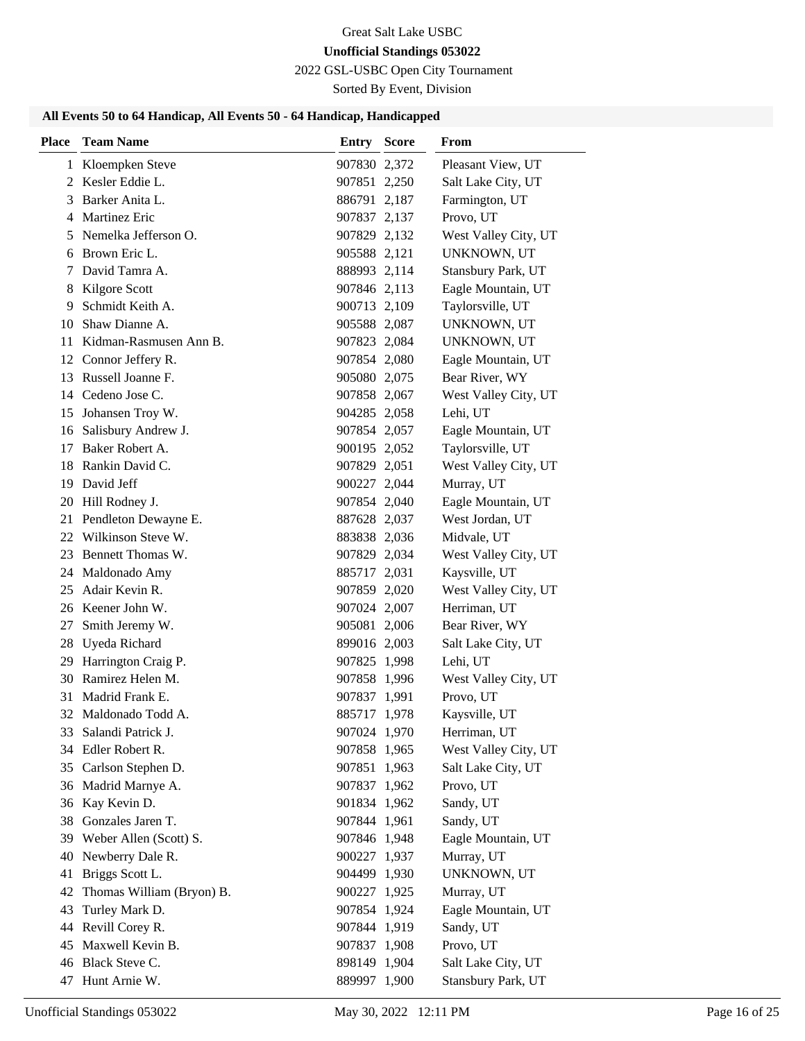Great Salt Lake USBC

**Unofficial Standings 053022**

2022 GSL-USBC Open City Tournament

Sorted By Event, Division

### All Events 50 to 64 Handicap, All Events 50 - 64 Handicap, Handicapped

| Place | Team Name | Entry | Score | From |
|---|---|---|---|---|
| 1 | Kloempken Steve | 907830 | 2,372 | Pleasant View, UT |
| 2 | Kesler Eddie L. | 907851 | 2,250 | Salt Lake City, UT |
| 3 | Barker Anita L. | 886791 | 2,187 | Farmington, UT |
| 4 | Martinez Eric | 907837 | 2,137 | Provo, UT |
| 5 | Nemelka Jefferson O. | 907829 | 2,132 | West Valley City, UT |
| 6 | Brown Eric L. | 905588 | 2,121 | UNKNOWN, UT |
| 7 | David Tamra A. | 888993 | 2,114 | Stansbury Park, UT |
| 8 | Kilgore Scott | 907846 | 2,113 | Eagle Mountain, UT |
| 9 | Schmidt Keith A. | 900713 | 2,109 | Taylorsville, UT |
| 10 | Shaw Dianne A. | 905588 | 2,087 | UNKNOWN, UT |
| 11 | Kidman-Rasmusen Ann B. | 907823 | 2,084 | UNKNOWN, UT |
| 12 | Connor Jeffery R. | 907854 | 2,080 | Eagle Mountain, UT |
| 13 | Russell Joanne F. | 905080 | 2,075 | Bear River, WY |
| 14 | Cedeno Jose C. | 907858 | 2,067 | West Valley City, UT |
| 15 | Johansen Troy W. | 904285 | 2,058 | Lehi, UT |
| 16 | Salisbury Andrew J. | 907854 | 2,057 | Eagle Mountain, UT |
| 17 | Baker Robert A. | 900195 | 2,052 | Taylorsville, UT |
| 18 | Rankin David C. | 907829 | 2,051 | West Valley City, UT |
| 19 | David Jeff | 900227 | 2,044 | Murray, UT |
| 20 | Hill Rodney J. | 907854 | 2,040 | Eagle Mountain, UT |
| 21 | Pendleton Dewayne E. | 887628 | 2,037 | West Jordan, UT |
| 22 | Wilkinson Steve W. | 883838 | 2,036 | Midvale, UT |
| 23 | Bennett Thomas W. | 907829 | 2,034 | West Valley City, UT |
| 24 | Maldonado Amy | 885717 | 2,031 | Kaysville, UT |
| 25 | Adair Kevin R. | 907859 | 2,020 | West Valley City, UT |
| 26 | Keener John W. | 907024 | 2,007 | Herriman, UT |
| 27 | Smith Jeremy W. | 905081 | 2,006 | Bear River, WY |
| 28 | Uyeda Richard | 899016 | 2,003 | Salt Lake City, UT |
| 29 | Harrington Craig P. | 907825 | 1,998 | Lehi, UT |
| 30 | Ramirez Helen M. | 907858 | 1,996 | West Valley City, UT |
| 31 | Madrid Frank E. | 907837 | 1,991 | Provo, UT |
| 32 | Maldonado Todd A. | 885717 | 1,978 | Kaysville, UT |
| 33 | Salandi Patrick J. | 907024 | 1,970 | Herriman, UT |
| 34 | Edler Robert R. | 907858 | 1,965 | West Valley City, UT |
| 35 | Carlson Stephen D. | 907851 | 1,963 | Salt Lake City, UT |
| 36 | Madrid Marnye A. | 907837 | 1,962 | Provo, UT |
| 36 | Kay Kevin D. | 901834 | 1,962 | Sandy, UT |
| 38 | Gonzales Jaren T. | 907844 | 1,961 | Sandy, UT |
| 39 | Weber Allen (Scott) S. | 907846 | 1,948 | Eagle Mountain, UT |
| 40 | Newberry Dale R. | 900227 | 1,937 | Murray, UT |
| 41 | Briggs Scott L. | 904499 | 1,930 | UNKNOWN, UT |
| 42 | Thomas William (Bryon) B. | 900227 | 1,925 | Murray, UT |
| 43 | Turley Mark D. | 907854 | 1,924 | Eagle Mountain, UT |
| 44 | Revill Corey R. | 907844 | 1,919 | Sandy, UT |
| 45 | Maxwell Kevin B. | 907837 | 1,908 | Provo, UT |
| 46 | Black Steve C. | 898149 | 1,904 | Salt Lake City, UT |
| 47 | Hunt Arnie W. | 889997 | 1,900 | Stansbury Park, UT |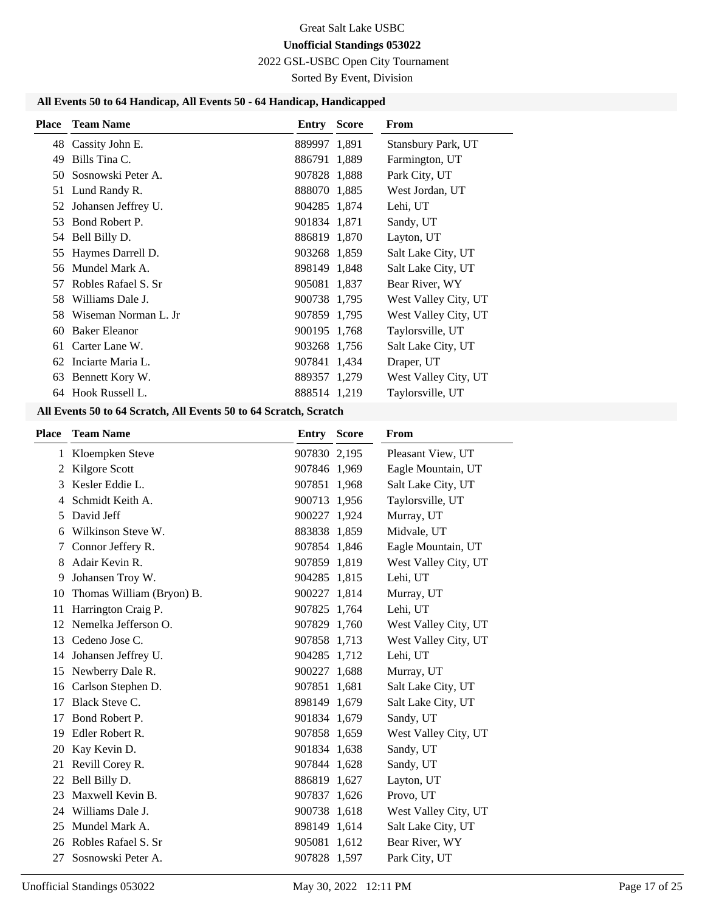Great Salt Lake USBC

**Unofficial Standings 053022**

2022 GSL-USBC Open City Tournament

Sorted By Event, Division

### All Events 50 to 64 Handicap, All Events 50 - 64 Handicap, Handicapped

| Place | Team Name | Entry | Score | From |
|---|---|---|---|---|
| 48 | Cassity John E. | 889997 | 1,891 | Stansbury Park, UT |
| 49 | Bills Tina C. | 886791 | 1,889 | Farmington, UT |
| 50 | Sosnowski Peter A. | 907828 | 1,888 | Park City, UT |
| 51 | Lund Randy R. | 888070 | 1,885 | West Jordan, UT |
| 52 | Johansen Jeffrey U. | 904285 | 1,874 | Lehi, UT |
| 53 | Bond Robert P. | 901834 | 1,871 | Sandy, UT |
| 54 | Bell Billy D. | 886819 | 1,870 | Layton, UT |
| 55 | Haymes Darrell D. | 903268 | 1,859 | Salt Lake City, UT |
| 56 | Mundel Mark A. | 898149 | 1,848 | Salt Lake City, UT |
| 57 | Robles Rafael S. Sr | 905081 | 1,837 | Bear River, WY |
| 58 | Williams Dale J. | 900738 | 1,795 | West Valley City, UT |
| 58 | Wiseman Norman L. Jr | 907859 | 1,795 | West Valley City, UT |
| 60 | Baker Eleanor | 900195 | 1,768 | Taylorsville, UT |
| 61 | Carter Lane W. | 903268 | 1,756 | Salt Lake City, UT |
| 62 | Inciarte Maria L. | 907841 | 1,434 | Draper, UT |
| 63 | Bennett Kory W. | 889357 | 1,279 | West Valley City, UT |
| 64 | Hook Russell L. | 888514 | 1,219 | Taylorsville, UT |

### All Events 50 to 64 Scratch, All Events 50 to 64 Scratch, Scratch

| Place | Team Name | Entry | Score | From |
|---|---|---|---|---|
| 1 | Kloempken Steve | 907830 | 2,195 | Pleasant View, UT |
| 2 | Kilgore Scott | 907846 | 1,969 | Eagle Mountain, UT |
| 3 | Kesler Eddie L. | 907851 | 1,968 | Salt Lake City, UT |
| 4 | Schmidt Keith A. | 900713 | 1,956 | Taylorsville, UT |
| 5 | David Jeff | 900227 | 1,924 | Murray, UT |
| 6 | Wilkinson Steve W. | 883838 | 1,859 | Midvale, UT |
| 7 | Connor Jeffery R. | 907854 | 1,846 | Eagle Mountain, UT |
| 8 | Adair Kevin R. | 907859 | 1,819 | West Valley City, UT |
| 9 | Johansen Troy W. | 904285 | 1,815 | Lehi, UT |
| 10 | Thomas William (Bryon) B. | 900227 | 1,814 | Murray, UT |
| 11 | Harrington Craig P. | 907825 | 1,764 | Lehi, UT |
| 12 | Nemelka Jefferson O. | 907829 | 1,760 | West Valley City, UT |
| 13 | Cedeno Jose C. | 907858 | 1,713 | West Valley City, UT |
| 14 | Johansen Jeffrey U. | 904285 | 1,712 | Lehi, UT |
| 15 | Newberry Dale R. | 900227 | 1,688 | Murray, UT |
| 16 | Carlson Stephen D. | 907851 | 1,681 | Salt Lake City, UT |
| 17 | Black Steve C. | 898149 | 1,679 | Salt Lake City, UT |
| 17 | Bond Robert P. | 901834 | 1,679 | Sandy, UT |
| 19 | Edler Robert R. | 907858 | 1,659 | West Valley City, UT |
| 20 | Kay Kevin D. | 901834 | 1,638 | Sandy, UT |
| 21 | Revill Corey R. | 907844 | 1,628 | Sandy, UT |
| 22 | Bell Billy D. | 886819 | 1,627 | Layton, UT |
| 23 | Maxwell Kevin B. | 907837 | 1,626 | Provo, UT |
| 24 | Williams Dale J. | 900738 | 1,618 | West Valley City, UT |
| 25 | Mundel Mark A. | 898149 | 1,614 | Salt Lake City, UT |
| 26 | Robles Rafael S. Sr | 905081 | 1,612 | Bear River, WY |
| 27 | Sosnowski Peter A. | 907828 | 1,597 | Park City, UT |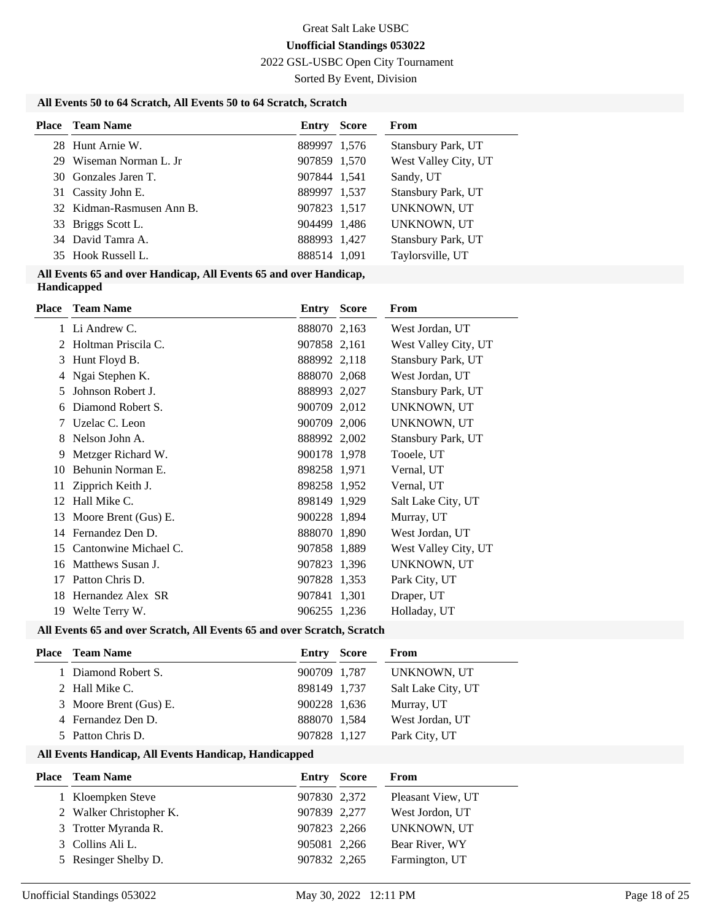Great Salt Lake USBC

**Unofficial Standings 053022**

2022 GSL-USBC Open City Tournament

Sorted By Event, Division

### All Events 50 to 64 Scratch, All Events 50 to 64 Scratch, Scratch

| Place | Team Name | Entry | Score | From |
|---|---|---|---|---|
| 28 | Hunt Arnie W. | 889997 | 1,576 | Stansbury Park, UT |
| 29 | Wiseman Norman L. Jr | 907859 | 1,570 | West Valley City, UT |
| 30 | Gonzales Jaren T. | 907844 | 1,541 | Sandy, UT |
| 31 | Cassity John E. | 889997 | 1,537 | Stansbury Park, UT |
| 32 | Kidman-Rasmusen Ann B. | 907823 | 1,517 | UNKNOWN, UT |
| 33 | Briggs Scott L. | 904499 | 1,486 | UNKNOWN, UT |
| 34 | David Tamra A. | 888993 | 1,427 | Stansbury Park, UT |
| 35 | Hook Russell L. | 888514 | 1,091 | Taylorsville, UT |

### All Events 65 and over Handicap, All Events 65 and over Handicap, Handicapped

| Place | Team Name | Entry | Score | From |
|---|---|---|---|---|
| 1 | Li Andrew C. | 888070 | 2,163 | West Jordan, UT |
| 2 | Holtman Priscila C. | 907858 | 2,161 | West Valley City, UT |
| 3 | Hunt Floyd B. | 888992 | 2,118 | Stansbury Park, UT |
| 4 | Ngai Stephen K. | 888070 | 2,068 | West Jordan, UT |
| 5 | Johnson Robert J. | 888993 | 2,027 | Stansbury Park, UT |
| 6 | Diamond Robert S. | 900709 | 2,012 | UNKNOWN, UT |
| 7 | Uzelac C. Leon | 900709 | 2,006 | UNKNOWN, UT |
| 8 | Nelson John A. | 888992 | 2,002 | Stansbury Park, UT |
| 9 | Metzger Richard W. | 900178 | 1,978 | Tooele, UT |
| 10 | Behunin Norman E. | 898258 | 1,971 | Vernal, UT |
| 11 | Zipprich Keith J. | 898258 | 1,952 | Vernal, UT |
| 12 | Hall Mike C. | 898149 | 1,929 | Salt Lake City, UT |
| 13 | Moore Brent (Gus) E. | 900228 | 1,894 | Murray, UT |
| 14 | Fernandez Den D. | 888070 | 1,890 | West Jordan, UT |
| 15 | Cantonwine Michael C. | 907858 | 1,889 | West Valley City, UT |
| 16 | Matthews Susan J. | 907823 | 1,396 | UNKNOWN, UT |
| 17 | Patton Chris D. | 907828 | 1,353 | Park City, UT |
| 18 | Hernandez Alex SR | 907841 | 1,301 | Draper, UT |
| 19 | Welte Terry W. | 906255 | 1,236 | Holladay, UT |

### All Events 65 and over Scratch, All Events 65 and over Scratch, Scratch

| Place | Team Name | Entry | Score | From |
|---|---|---|---|---|
| 1 | Diamond Robert S. | 900709 | 1,787 | UNKNOWN, UT |
| 2 | Hall Mike C. | 898149 | 1,737 | Salt Lake City, UT |
| 3 | Moore Brent (Gus) E. | 900228 | 1,636 | Murray, UT |
| 4 | Fernandez Den D. | 888070 | 1,584 | West Jordan, UT |
| 5 | Patton Chris D. | 907828 | 1,127 | Park City, UT |

### All Events Handicap, All Events Handicap, Handicapped

| Place | Team Name | Entry | Score | From |
|---|---|---|---|---|
| 1 | Kloempken Steve | 907830 | 2,372 | Pleasant View, UT |
| 2 | Walker Christopher K. | 907839 | 2,277 | West Jordon, UT |
| 3 | Trotter Myranda R. | 907823 | 2,266 | UNKNOWN, UT |
| 3 | Collins Ali L. | 905081 | 2,266 | Bear River, WY |
| 5 | Resinger Shelby D. | 907832 | 2,265 | Farmington, UT |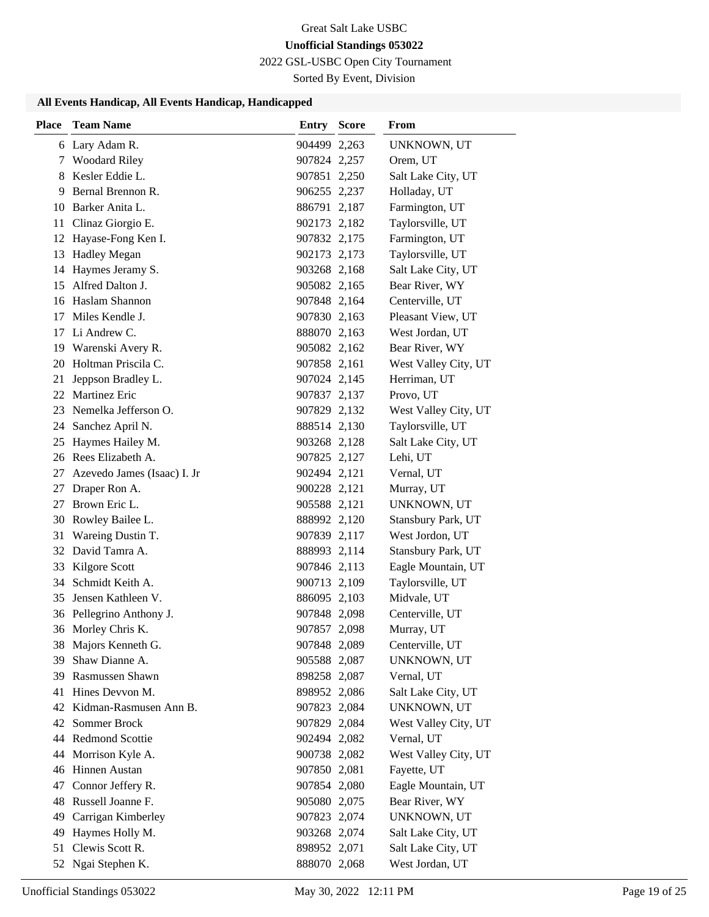Great Salt Lake USBC

**Unofficial Standings 053022**

2022 GSL-USBC Open City Tournament

Sorted By Event, Division

### All Events Handicap, All Events Handicap, Handicapped

| Place | Team Name | Entry | Score | From |
|---|---|---|---|---|
| 6 | Lary Adam R. | 904499 | 2,263 | UNKNOWN, UT |
| 7 | Woodard Riley | 907824 | 2,257 | Orem, UT |
| 8 | Kesler Eddie L. | 907851 | 2,250 | Salt Lake City, UT |
| 9 | Bernal Brennon R. | 906255 | 2,237 | Holladay, UT |
| 10 | Barker Anita L. | 886791 | 2,187 | Farmington, UT |
| 11 | Clinaz Giorgio E. | 902173 | 2,182 | Taylorsville, UT |
| 12 | Hayase-Fong Ken I. | 907832 | 2,175 | Farmington, UT |
| 13 | Hadley Megan | 902173 | 2,173 | Taylorsville, UT |
| 14 | Haymes Jeramy S. | 903268 | 2,168 | Salt Lake City, UT |
| 15 | Alfred Dalton J. | 905082 | 2,165 | Bear River, WY |
| 16 | Haslam Shannon | 907848 | 2,164 | Centerville, UT |
| 17 | Miles Kendle J. | 907830 | 2,163 | Pleasant View, UT |
| 17 | Li Andrew C. | 888070 | 2,163 | West Jordan, UT |
| 19 | Warenski Avery R. | 905082 | 2,162 | Bear River, WY |
| 20 | Holtman Priscila C. | 907858 | 2,161 | West Valley City, UT |
| 21 | Jeppson Bradley L. | 907024 | 2,145 | Herriman, UT |
| 22 | Martinez Eric | 907837 | 2,137 | Provo, UT |
| 23 | Nemelka Jefferson O. | 907829 | 2,132 | West Valley City, UT |
| 24 | Sanchez April N. | 888514 | 2,130 | Taylorsville, UT |
| 25 | Haymes Hailey M. | 903268 | 2,128 | Salt Lake City, UT |
| 26 | Rees Elizabeth A. | 907825 | 2,127 | Lehi, UT |
| 27 | Azevedo James (Isaac) I. Jr | 902494 | 2,121 | Vernal, UT |
| 27 | Draper Ron A. | 900228 | 2,121 | Murray, UT |
| 27 | Brown Eric L. | 905588 | 2,121 | UNKNOWN, UT |
| 30 | Rowley Bailee L. | 888992 | 2,120 | Stansbury Park, UT |
| 31 | Wareing Dustin T. | 907839 | 2,117 | West Jordon, UT |
| 32 | David Tamra A. | 888993 | 2,114 | Stansbury Park, UT |
| 33 | Kilgore Scott | 907846 | 2,113 | Eagle Mountain, UT |
| 34 | Schmidt Keith A. | 900713 | 2,109 | Taylorsville, UT |
| 35 | Jensen Kathleen V. | 886095 | 2,103 | Midvale, UT |
| 36 | Pellegrino Anthony J. | 907848 | 2,098 | Centerville, UT |
| 36 | Morley Chris K. | 907857 | 2,098 | Murray, UT |
| 38 | Majors Kenneth G. | 907848 | 2,089 | Centerville, UT |
| 39 | Shaw Dianne A. | 905588 | 2,087 | UNKNOWN, UT |
| 39 | Rasmussen Shawn | 898258 | 2,087 | Vernal, UT |
| 41 | Hines Devvon M. | 898952 | 2,086 | Salt Lake City, UT |
| 42 | Kidman-Rasmusen Ann B. | 907823 | 2,084 | UNKNOWN, UT |
| 42 | Sommer Brock | 907829 | 2,084 | West Valley City, UT |
| 44 | Redmond Scottie | 902494 | 2,082 | Vernal, UT |
| 44 | Morrison Kyle A. | 900738 | 2,082 | West Valley City, UT |
| 46 | Hinnen Austan | 907850 | 2,081 | Fayette, UT |
| 47 | Connor Jeffery R. | 907854 | 2,080 | Eagle Mountain, UT |
| 48 | Russell Joanne F. | 905080 | 2,075 | Bear River, WY |
| 49 | Carrigan Kimberley | 907823 | 2,074 | UNKNOWN, UT |
| 49 | Haymes Holly M. | 903268 | 2,074 | Salt Lake City, UT |
| 51 | Clewis Scott R. | 898952 | 2,071 | Salt Lake City, UT |
| 52 | Ngai Stephen K. | 888070 | 2,068 | West Jordan, UT |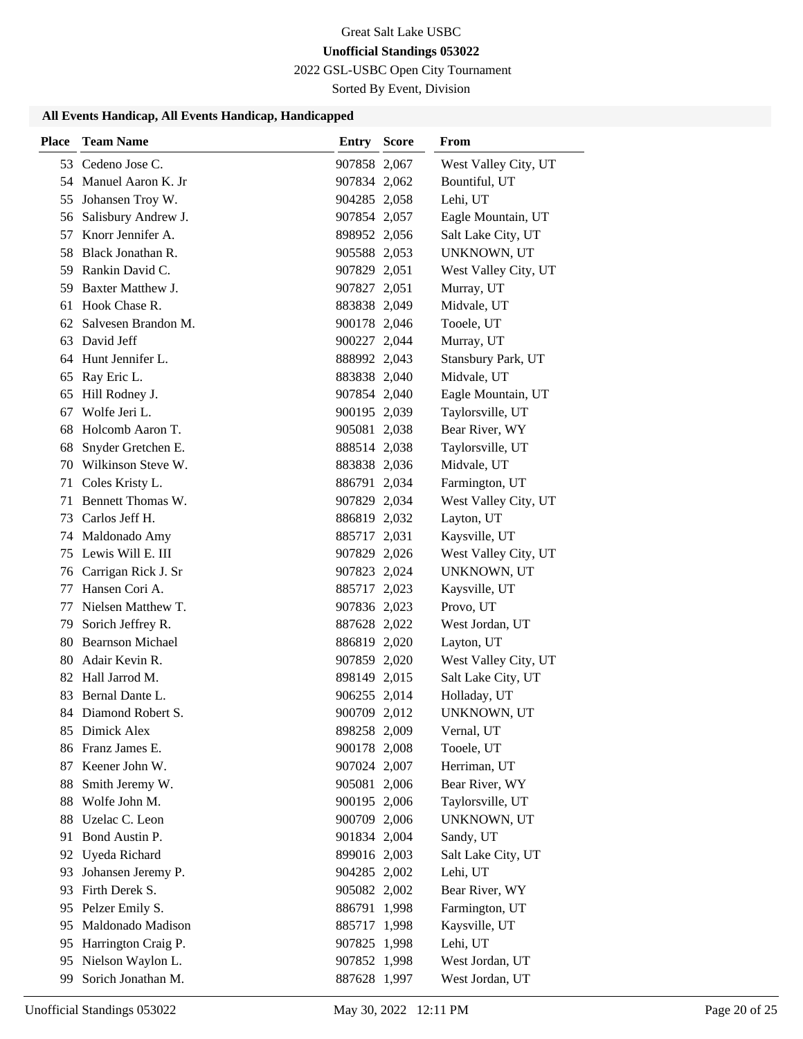Great Salt Lake USBC

**Unofficial Standings 053022**

2022 GSL-USBC Open City Tournament

Sorted By Event, Division

### All Events Handicap, All Events Handicap, Handicapped

| Place | Team Name | Entry | Score | From |
|---|---|---|---|---|
| 53 | Cedeno Jose C. | 907858 | 2,067 | West Valley City, UT |
| 54 | Manuel Aaron K. Jr | 907834 | 2,062 | Bountiful, UT |
| 55 | Johansen Troy W. | 904285 | 2,058 | Lehi, UT |
| 56 | Salisbury Andrew J. | 907854 | 2,057 | Eagle Mountain, UT |
| 57 | Knorr Jennifer A. | 898952 | 2,056 | Salt Lake City, UT |
| 58 | Black Jonathan R. | 905588 | 2,053 | UNKNOWN, UT |
| 59 | Rankin David C. | 907829 | 2,051 | West Valley City, UT |
| 59 | Baxter Matthew J. | 907827 | 2,051 | Murray, UT |
| 61 | Hook Chase R. | 883838 | 2,049 | Midvale, UT |
| 62 | Salvesen Brandon M. | 900178 | 2,046 | Tooele, UT |
| 63 | David Jeff | 900227 | 2,044 | Murray, UT |
| 64 | Hunt Jennifer L. | 888992 | 2,043 | Stansbury Park, UT |
| 65 | Ray Eric L. | 883838 | 2,040 | Midvale, UT |
| 65 | Hill Rodney J. | 907854 | 2,040 | Eagle Mountain, UT |
| 67 | Wolfe Jeri L. | 900195 | 2,039 | Taylorsville, UT |
| 68 | Holcomb Aaron T. | 905081 | 2,038 | Bear River, WY |
| 68 | Snyder Gretchen E. | 888514 | 2,038 | Taylorsville, UT |
| 70 | Wilkinson Steve W. | 883838 | 2,036 | Midvale, UT |
| 71 | Coles Kristy L. | 886791 | 2,034 | Farmington, UT |
| 71 | Bennett Thomas W. | 907829 | 2,034 | West Valley City, UT |
| 73 | Carlos Jeff H. | 886819 | 2,032 | Layton, UT |
| 74 | Maldonado Amy | 885717 | 2,031 | Kaysville, UT |
| 75 | Lewis Will E. III | 907829 | 2,026 | West Valley City, UT |
| 76 | Carrigan Rick J. Sr | 907823 | 2,024 | UNKNOWN, UT |
| 77 | Hansen Cori A. | 885717 | 2,023 | Kaysville, UT |
| 77 | Nielsen Matthew T. | 907836 | 2,023 | Provo, UT |
| 79 | Sorich Jeffrey R. | 887628 | 2,022 | West Jordan, UT |
| 80 | Bearnson Michael | 886819 | 2,020 | Layton, UT |
| 80 | Adair Kevin R. | 907859 | 2,020 | West Valley City, UT |
| 82 | Hall Jarrod M. | 898149 | 2,015 | Salt Lake City, UT |
| 83 | Bernal Dante L. | 906255 | 2,014 | Holladay, UT |
| 84 | Diamond Robert S. | 900709 | 2,012 | UNKNOWN, UT |
| 85 | Dimick Alex | 898258 | 2,009 | Vernal, UT |
| 86 | Franz James E. | 900178 | 2,008 | Tooele, UT |
| 87 | Keener John W. | 907024 | 2,007 | Herriman, UT |
| 88 | Smith Jeremy W. | 905081 | 2,006 | Bear River, WY |
| 88 | Wolfe John M. | 900195 | 2,006 | Taylorsville, UT |
| 88 | Uzelac C. Leon | 900709 | 2,006 | UNKNOWN, UT |
| 91 | Bond Austin P. | 901834 | 2,004 | Sandy, UT |
| 92 | Uyeda Richard | 899016 | 2,003 | Salt Lake City, UT |
| 93 | Johansen Jeremy P. | 904285 | 2,002 | Lehi, UT |
| 93 | Firth Derek S. | 905082 | 2,002 | Bear River, WY |
| 95 | Pelzer Emily S. | 886791 | 1,998 | Farmington, UT |
| 95 | Maldonado Madison | 885717 | 1,998 | Kaysville, UT |
| 95 | Harrington Craig P. | 907825 | 1,998 | Lehi, UT |
| 95 | Nielson Waylon L. | 907852 | 1,998 | West Jordan, UT |
| 99 | Sorich Jonathan M. | 887628 | 1,997 | West Jordan, UT |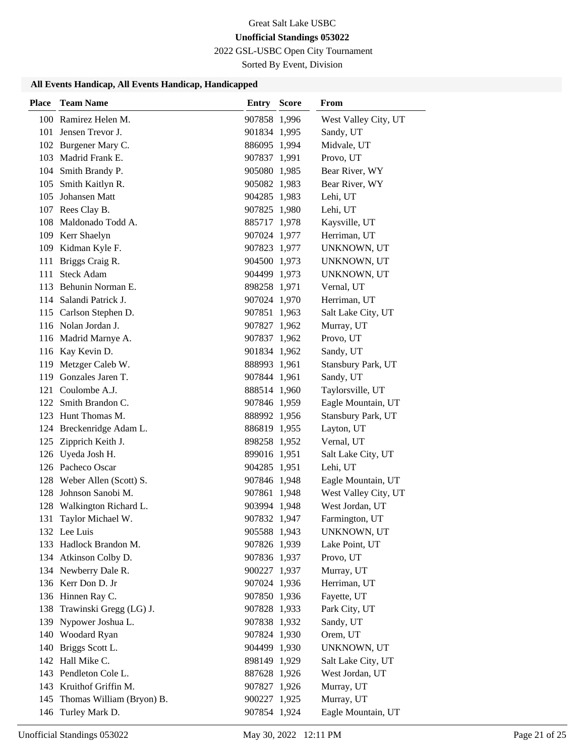Great Salt Lake USBC

**Unofficial Standings 053022**

2022 GSL-USBC Open City Tournament

Sorted By Event, Division

### All Events Handicap, All Events Handicap, Handicapped

| Place | Team Name | Entry | Score | From |
|---|---|---|---|---|
| 100 | Ramirez Helen M. | 907858 | 1,996 | West Valley City, UT |
| 101 | Jensen Trevor J. | 901834 | 1,995 | Sandy, UT |
| 102 | Burgener Mary C. | 886095 | 1,994 | Midvale, UT |
| 103 | Madrid Frank E. | 907837 | 1,991 | Provo, UT |
| 104 | Smith Brandy P. | 905080 | 1,985 | Bear River, WY |
| 105 | Smith Kaitlyn R. | 905082 | 1,983 | Bear River, WY |
| 105 | Johansen Matt | 904285 | 1,983 | Lehi, UT |
| 107 | Rees Clay B. | 907825 | 1,980 | Lehi, UT |
| 108 | Maldonado Todd A. | 885717 | 1,978 | Kaysville, UT |
| 109 | Kerr Shaelyn | 907024 | 1,977 | Herriman, UT |
| 109 | Kidman Kyle F. | 907823 | 1,977 | UNKNOWN, UT |
| 111 | Briggs Craig R. | 904500 | 1,973 | UNKNOWN, UT |
| 111 | Steck Adam | 904499 | 1,973 | UNKNOWN, UT |
| 113 | Behunin Norman E. | 898258 | 1,971 | Vernal, UT |
| 114 | Salandi Patrick J. | 907024 | 1,970 | Herriman, UT |
| 115 | Carlson Stephen D. | 907851 | 1,963 | Salt Lake City, UT |
| 116 | Nolan Jordan J. | 907827 | 1,962 | Murray, UT |
| 116 | Madrid Marnye A. | 907837 | 1,962 | Provo, UT |
| 116 | Kay Kevin D. | 901834 | 1,962 | Sandy, UT |
| 119 | Metzger Caleb W. | 888993 | 1,961 | Stansbury Park, UT |
| 119 | Gonzales Jaren T. | 907844 | 1,961 | Sandy, UT |
| 121 | Coulombe A.J. | 888514 | 1,960 | Taylorsville, UT |
| 122 | Smith Brandon C. | 907846 | 1,959 | Eagle Mountain, UT |
| 123 | Hunt Thomas M. | 888992 | 1,956 | Stansbury Park, UT |
| 124 | Breckenridge Adam L. | 886819 | 1,955 | Layton, UT |
| 125 | Zipprich Keith J. | 898258 | 1,952 | Vernal, UT |
| 126 | Uyeda Josh H. | 899016 | 1,951 | Salt Lake City, UT |
| 126 | Pacheco Oscar | 904285 | 1,951 | Lehi, UT |
| 128 | Weber Allen (Scott) S. | 907846 | 1,948 | Eagle Mountain, UT |
| 128 | Johnson Sanobi M. | 907861 | 1,948 | West Valley City, UT |
| 128 | Walkington Richard L. | 903994 | 1,948 | West Jordan, UT |
| 131 | Taylor Michael W. | 907832 | 1,947 | Farmington, UT |
| 132 | Lee Luis | 905588 | 1,943 | UNKNOWN, UT |
| 133 | Hadlock Brandon M. | 907826 | 1,939 | Lake Point, UT |
| 134 | Atkinson Colby D. | 907836 | 1,937 | Provo, UT |
| 134 | Newberry Dale R. | 900227 | 1,937 | Murray, UT |
| 136 | Kerr Don D. Jr | 907024 | 1,936 | Herriman, UT |
| 136 | Hinnen Ray C. | 907850 | 1,936 | Fayette, UT |
| 138 | Trawinski Gregg (LG) J. | 907828 | 1,933 | Park City, UT |
| 139 | Nypower Joshua L. | 907838 | 1,932 | Sandy, UT |
| 140 | Woodard Ryan | 907824 | 1,930 | Orem, UT |
| 140 | Briggs Scott L. | 904499 | 1,930 | UNKNOWN, UT |
| 142 | Hall Mike C. | 898149 | 1,929 | Salt Lake City, UT |
| 143 | Pendleton Cole L. | 887628 | 1,926 | West Jordan, UT |
| 143 | Kruithof Griffin M. | 907827 | 1,926 | Murray, UT |
| 145 | Thomas William (Bryon) B. | 900227 | 1,925 | Murray, UT |
| 146 | Turley Mark D. | 907854 | 1,924 | Eagle Mountain, UT |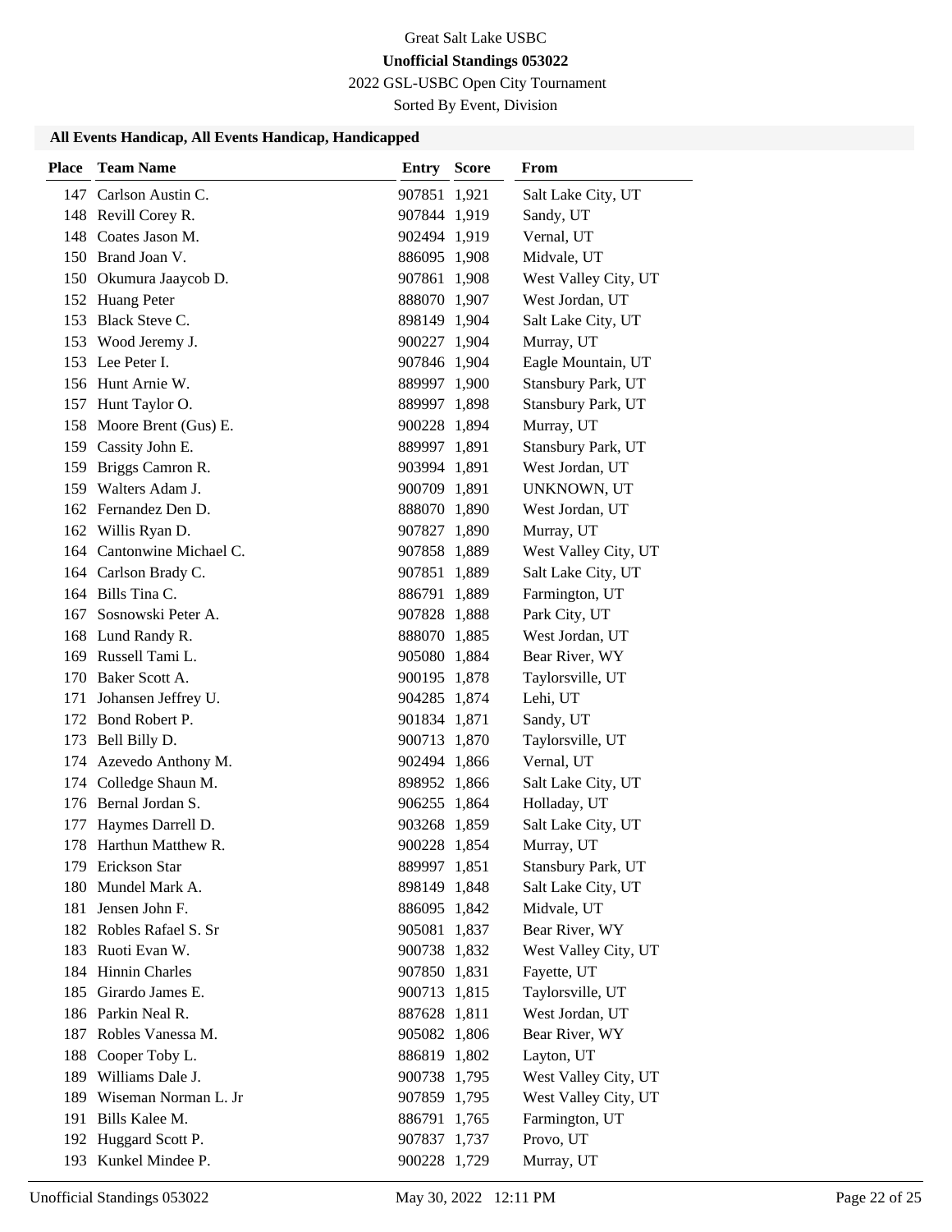Great Salt Lake USBC

**Unofficial Standings 053022**

2022 GSL-USBC Open City Tournament

Sorted By Event, Division

### All Events Handicap, All Events Handicap, Handicapped

| Place | Team Name | Entry | Score | From |
|---|---|---|---|---|
| 147 | Carlson Austin C. | 907851 | 1,921 | Salt Lake City, UT |
| 148 | Revill Corey R. | 907844 | 1,919 | Sandy, UT |
| 148 | Coates Jason M. | 902494 | 1,919 | Vernal, UT |
| 150 | Brand Joan V. | 886095 | 1,908 | Midvale, UT |
| 150 | Okumura Jaaycob D. | 907861 | 1,908 | West Valley City, UT |
| 152 | Huang Peter | 888070 | 1,907 | West Jordan, UT |
| 153 | Black Steve C. | 898149 | 1,904 | Salt Lake City, UT |
| 153 | Wood Jeremy J. | 900227 | 1,904 | Murray, UT |
| 153 | Lee Peter I. | 907846 | 1,904 | Eagle Mountain, UT |
| 156 | Hunt Arnie W. | 889997 | 1,900 | Stansbury Park, UT |
| 157 | Hunt Taylor O. | 889997 | 1,898 | Stansbury Park, UT |
| 158 | Moore Brent (Gus) E. | 900228 | 1,894 | Murray, UT |
| 159 | Cassity John E. | 889997 | 1,891 | Stansbury Park, UT |
| 159 | Briggs Camron R. | 903994 | 1,891 | West Jordan, UT |
| 159 | Walters Adam J. | 900709 | 1,891 | UNKNOWN, UT |
| 162 | Fernandez Den D. | 888070 | 1,890 | West Jordan, UT |
| 162 | Willis Ryan D. | 907827 | 1,890 | Murray, UT |
| 164 | Cantonwine Michael C. | 907858 | 1,889 | West Valley City, UT |
| 164 | Carlson Brady C. | 907851 | 1,889 | Salt Lake City, UT |
| 164 | Bills Tina C. | 886791 | 1,889 | Farmington, UT |
| 167 | Sosnowski Peter A. | 907828 | 1,888 | Park City, UT |
| 168 | Lund Randy R. | 888070 | 1,885 | West Jordan, UT |
| 169 | Russell Tami L. | 905080 | 1,884 | Bear River, WY |
| 170 | Baker Scott A. | 900195 | 1,878 | Taylorsville, UT |
| 171 | Johansen Jeffrey U. | 904285 | 1,874 | Lehi, UT |
| 172 | Bond Robert P. | 901834 | 1,871 | Sandy, UT |
| 173 | Bell Billy D. | 900713 | 1,870 | Taylorsville, UT |
| 174 | Azevedo Anthony M. | 902494 | 1,866 | Vernal, UT |
| 174 | Colledge Shaun M. | 898952 | 1,866 | Salt Lake City, UT |
| 176 | Bernal Jordan S. | 906255 | 1,864 | Holladay, UT |
| 177 | Haymes Darrell D. | 903268 | 1,859 | Salt Lake City, UT |
| 178 | Harthun Matthew R. | 900228 | 1,854 | Murray, UT |
| 179 | Erickson Star | 889997 | 1,851 | Stansbury Park, UT |
| 180 | Mundel Mark A. | 898149 | 1,848 | Salt Lake City, UT |
| 181 | Jensen John F. | 886095 | 1,842 | Midvale, UT |
| 182 | Robles Rafael S. Sr | 905081 | 1,837 | Bear River, WY |
| 183 | Ruoti Evan W. | 900738 | 1,832 | West Valley City, UT |
| 184 | Hinnin Charles | 907850 | 1,831 | Fayette, UT |
| 185 | Girardo James E. | 900713 | 1,815 | Taylorsville, UT |
| 186 | Parkin Neal R. | 887628 | 1,811 | West Jordan, UT |
| 187 | Robles Vanessa M. | 905082 | 1,806 | Bear River, WY |
| 188 | Cooper Toby L. | 886819 | 1,802 | Layton, UT |
| 189 | Williams Dale J. | 900738 | 1,795 | West Valley City, UT |
| 189 | Wiseman Norman L. Jr | 907859 | 1,795 | West Valley City, UT |
| 191 | Bills Kalee M. | 886791 | 1,765 | Farmington, UT |
| 192 | Huggard Scott P. | 907837 | 1,737 | Provo, UT |
| 193 | Kunkel Mindee P. | 900228 | 1,729 | Murray, UT |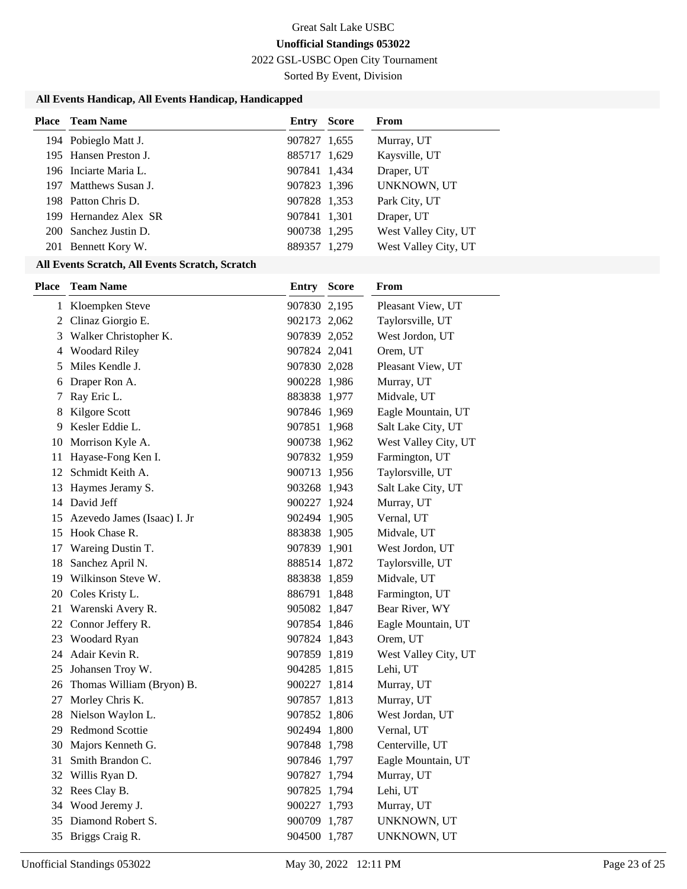Great Salt Lake USBC

**Unofficial Standings 053022**

2022 GSL-USBC Open City Tournament

Sorted By Event, Division

### All Events Handicap, All Events Handicap, Handicapped

| Place | Team Name | Entry | Score | From |
|---|---|---|---|---|
| 194 | Pobieglo Matt J. | 907827 | 1,655 | Murray, UT |
| 195 | Hansen Preston J. | 885717 | 1,629 | Kaysville, UT |
| 196 | Inciarte Maria L. | 907841 | 1,434 | Draper, UT |
| 197 | Matthews Susan J. | 907823 | 1,396 | UNKNOWN, UT |
| 198 | Patton Chris D. | 907828 | 1,353 | Park City, UT |
| 199 | Hernandez Alex SR | 907841 | 1,301 | Draper, UT |
| 200 | Sanchez Justin D. | 900738 | 1,295 | West Valley City, UT |
| 201 | Bennett Kory W. | 889357 | 1,279 | West Valley City, UT |

### All Events Scratch, All Events Scratch, Scratch

| Place | Team Name | Entry | Score | From |
|---|---|---|---|---|
| 1 | Kloempken Steve | 907830 | 2,195 | Pleasant View, UT |
| 2 | Clinaz Giorgio E. | 902173 | 2,062 | Taylorsville, UT |
| 3 | Walker Christopher K. | 907839 | 2,052 | West Jordon, UT |
| 4 | Woodard Riley | 907824 | 2,041 | Orem, UT |
| 5 | Miles Kendle J. | 907830 | 2,028 | Pleasant View, UT |
| 6 | Draper Ron A. | 900228 | 1,986 | Murray, UT |
| 7 | Ray Eric L. | 883838 | 1,977 | Midvale, UT |
| 8 | Kilgore Scott | 907846 | 1,969 | Eagle Mountain, UT |
| 9 | Kesler Eddie L. | 907851 | 1,968 | Salt Lake City, UT |
| 10 | Morrison Kyle A. | 900738 | 1,962 | West Valley City, UT |
| 11 | Hayase-Fong Ken I. | 907832 | 1,959 | Farmington, UT |
| 12 | Schmidt Keith A. | 900713 | 1,956 | Taylorsville, UT |
| 13 | Haymes Jeramy S. | 903268 | 1,943 | Salt Lake City, UT |
| 14 | David Jeff | 900227 | 1,924 | Murray, UT |
| 15 | Azevedo James (Isaac) I. Jr | 902494 | 1,905 | Vernal, UT |
| 15 | Hook Chase R. | 883838 | 1,905 | Midvale, UT |
| 17 | Wareing Dustin T. | 907839 | 1,901 | West Jordon, UT |
| 18 | Sanchez April N. | 888514 | 1,872 | Taylorsville, UT |
| 19 | Wilkinson Steve W. | 883838 | 1,859 | Midvale, UT |
| 20 | Coles Kristy L. | 886791 | 1,848 | Farmington, UT |
| 21 | Warenski Avery R. | 905082 | 1,847 | Bear River, WY |
| 22 | Connor Jeffery R. | 907854 | 1,846 | Eagle Mountain, UT |
| 23 | Woodard Ryan | 907824 | 1,843 | Orem, UT |
| 24 | Adair Kevin R. | 907859 | 1,819 | West Valley City, UT |
| 25 | Johansen Troy W. | 904285 | 1,815 | Lehi, UT |
| 26 | Thomas William (Bryon) B. | 900227 | 1,814 | Murray, UT |
| 27 | Morley Chris K. | 907857 | 1,813 | Murray, UT |
| 28 | Nielson Waylon L. | 907852 | 1,806 | West Jordan, UT |
| 29 | Redmond Scottie | 902494 | 1,800 | Vernal, UT |
| 30 | Majors Kenneth G. | 907848 | 1,798 | Centerville, UT |
| 31 | Smith Brandon C. | 907846 | 1,797 | Eagle Mountain, UT |
| 32 | Willis Ryan D. | 907827 | 1,794 | Murray, UT |
| 32 | Rees Clay B. | 907825 | 1,794 | Lehi, UT |
| 34 | Wood Jeremy J. | 900227 | 1,793 | Murray, UT |
| 35 | Diamond Robert S. | 900709 | 1,787 | UNKNOWN, UT |
| 35 | Briggs Craig R. | 904500 | 1,787 | UNKNOWN, UT |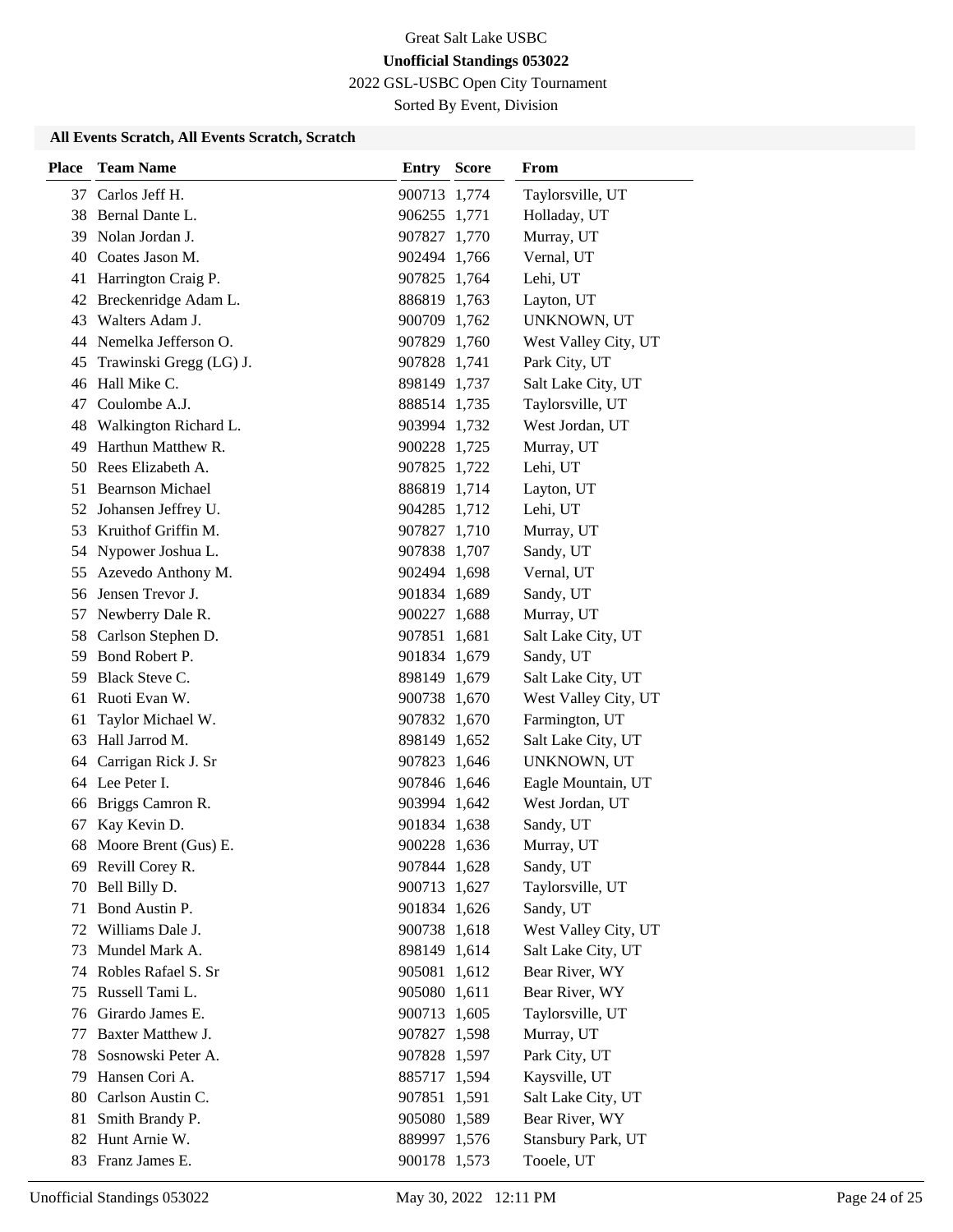Great Salt Lake USBC

**Unofficial Standings 053022**

2022 GSL-USBC Open City Tournament

Sorted By Event, Division

### All Events Scratch, All Events Scratch, Scratch

| Place | Team Name | Entry | Score | From |
|---|---|---|---|---|
| 37 | Carlos Jeff H. | 900713 | 1,774 | Taylorsville, UT |
| 38 | Bernal Dante L. | 906255 | 1,771 | Holladay, UT |
| 39 | Nolan Jordan J. | 907827 | 1,770 | Murray, UT |
| 40 | Coates Jason M. | 902494 | 1,766 | Vernal, UT |
| 41 | Harrington Craig P. | 907825 | 1,764 | Lehi, UT |
| 42 | Breckenridge Adam L. | 886819 | 1,763 | Layton, UT |
| 43 | Walters Adam J. | 900709 | 1,762 | UNKNOWN, UT |
| 44 | Nemelka Jefferson O. | 907829 | 1,760 | West Valley City, UT |
| 45 | Trawinski Gregg (LG) J. | 907828 | 1,741 | Park City, UT |
| 46 | Hall Mike C. | 898149 | 1,737 | Salt Lake City, UT |
| 47 | Coulombe A.J. | 888514 | 1,735 | Taylorsville, UT |
| 48 | Walkington Richard L. | 903994 | 1,732 | West Jordan, UT |
| 49 | Harthun Matthew R. | 900228 | 1,725 | Murray, UT |
| 50 | Rees Elizabeth A. | 907825 | 1,722 | Lehi, UT |
| 51 | Bearnson Michael | 886819 | 1,714 | Layton, UT |
| 52 | Johansen Jeffrey U. | 904285 | 1,712 | Lehi, UT |
| 53 | Kruithof Griffin M. | 907827 | 1,710 | Murray, UT |
| 54 | Nypower Joshua L. | 907838 | 1,707 | Sandy, UT |
| 55 | Azevedo Anthony M. | 902494 | 1,698 | Vernal, UT |
| 56 | Jensen Trevor J. | 901834 | 1,689 | Sandy, UT |
| 57 | Newberry Dale R. | 900227 | 1,688 | Murray, UT |
| 58 | Carlson Stephen D. | 907851 | 1,681 | Salt Lake City, UT |
| 59 | Bond Robert P. | 901834 | 1,679 | Sandy, UT |
| 59 | Black Steve C. | 898149 | 1,679 | Salt Lake City, UT |
| 61 | Ruoti Evan W. | 900738 | 1,670 | West Valley City, UT |
| 61 | Taylor Michael W. | 907832 | 1,670 | Farmington, UT |
| 63 | Hall Jarrod M. | 898149 | 1,652 | Salt Lake City, UT |
| 64 | Carrigan Rick J. Sr | 907823 | 1,646 | UNKNOWN, UT |
| 64 | Lee Peter I. | 907846 | 1,646 | Eagle Mountain, UT |
| 66 | Briggs Camron R. | 903994 | 1,642 | West Jordan, UT |
| 67 | Kay Kevin D. | 901834 | 1,638 | Sandy, UT |
| 68 | Moore Brent (Gus) E. | 900228 | 1,636 | Murray, UT |
| 69 | Revill Corey R. | 907844 | 1,628 | Sandy, UT |
| 70 | Bell Billy D. | 900713 | 1,627 | Taylorsville, UT |
| 71 | Bond Austin P. | 901834 | 1,626 | Sandy, UT |
| 72 | Williams Dale J. | 900738 | 1,618 | West Valley City, UT |
| 73 | Mundel Mark A. | 898149 | 1,614 | Salt Lake City, UT |
| 74 | Robles Rafael S. Sr | 905081 | 1,612 | Bear River, WY |
| 75 | Russell Tami L. | 905080 | 1,611 | Bear River, WY |
| 76 | Girardo James E. | 900713 | 1,605 | Taylorsville, UT |
| 77 | Baxter Matthew J. | 907827 | 1,598 | Murray, UT |
| 78 | Sosnowski Peter A. | 907828 | 1,597 | Park City, UT |
| 79 | Hansen Cori A. | 885717 | 1,594 | Kaysville, UT |
| 80 | Carlson Austin C. | 907851 | 1,591 | Salt Lake City, UT |
| 81 | Smith Brandy P. | 905080 | 1,589 | Bear River, WY |
| 82 | Hunt Arnie W. | 889997 | 1,576 | Stansbury Park, UT |
| 83 | Franz James E. | 900178 | 1,573 | Tooele, UT |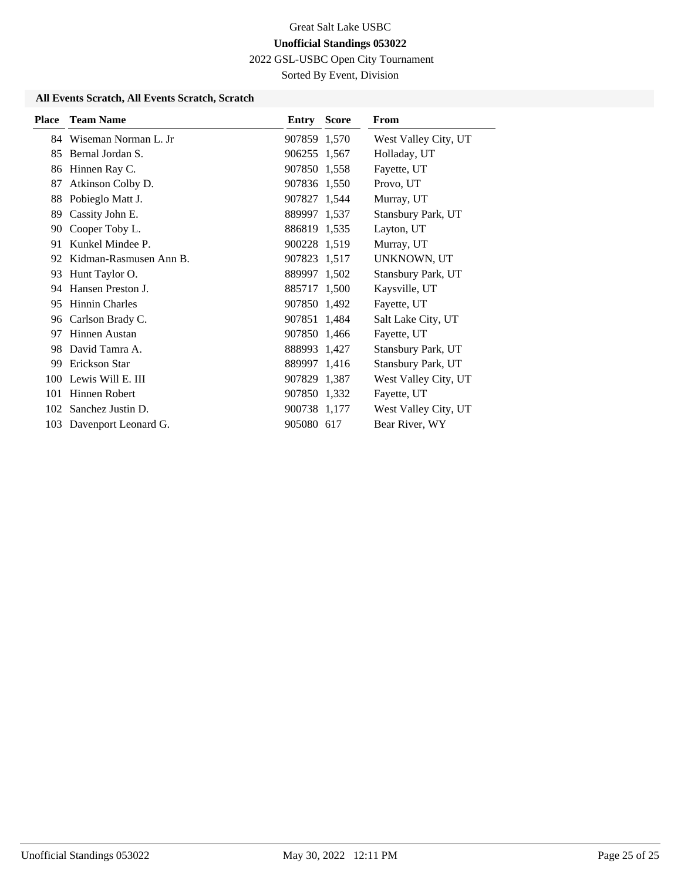Great Salt Lake USBC

**Unofficial Standings 053022**

2022 GSL-USBC Open City Tournament

Sorted By Event, Division

### All Events Scratch, All Events Scratch, Scratch

| Place | Team Name | Entry | Score | From |
|---|---|---|---|---|
| 84 | Wiseman Norman L. Jr | 907859 | 1,570 | West Valley City, UT |
| 85 | Bernal Jordan S. | 906255 | 1,567 | Holladay, UT |
| 86 | Hinnen Ray C. | 907850 | 1,558 | Fayette, UT |
| 87 | Atkinson Colby D. | 907836 | 1,550 | Provo, UT |
| 88 | Pobieglo Matt J. | 907827 | 1,544 | Murray, UT |
| 89 | Cassity John E. | 889997 | 1,537 | Stansbury Park, UT |
| 90 | Cooper Toby L. | 886819 | 1,535 | Layton, UT |
| 91 | Kunkel Mindee P. | 900228 | 1,519 | Murray, UT |
| 92 | Kidman-Rasmusen Ann B. | 907823 | 1,517 | UNKNOWN, UT |
| 93 | Hunt Taylor O. | 889997 | 1,502 | Stansbury Park, UT |
| 94 | Hansen Preston J. | 885717 | 1,500 | Kaysville, UT |
| 95 | Hinnin Charles | 907850 | 1,492 | Fayette, UT |
| 96 | Carlson Brady C. | 907851 | 1,484 | Salt Lake City, UT |
| 97 | Hinnen Austan | 907850 | 1,466 | Fayette, UT |
| 98 | David Tamra A. | 888993 | 1,427 | Stansbury Park, UT |
| 99 | Erickson Star | 889997 | 1,416 | Stansbury Park, UT |
| 100 | Lewis Will E. III | 907829 | 1,387 | West Valley City, UT |
| 101 | Hinnen Robert | 907850 | 1,332 | Fayette, UT |
| 102 | Sanchez Justin D. | 900738 | 1,177 | West Valley City, UT |
| 103 | Davenport Leonard G. | 905080 | 617 | Bear River, WY |